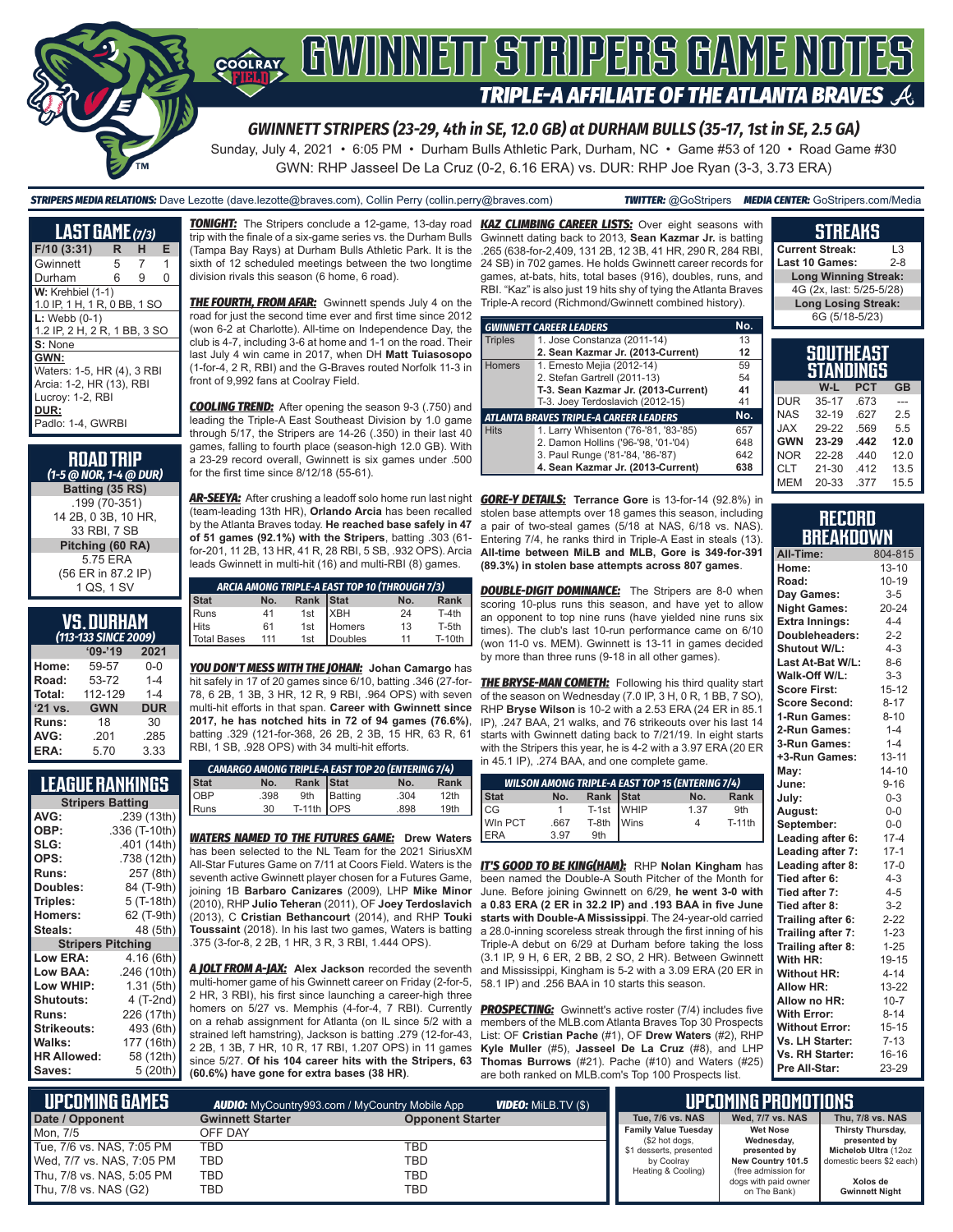# GWINNETT STRIPERS GAME NOTES

## TRIPLE-A AFFILIATE OF THE ATLANTA BRAVES

### GWINNETT STRIPERS (23-29, 4th in SE, 12.0 GB) at DURHAM BULLS (35-17, 1st in SE, 2.5 GA)

Sunday, July 4, 2021 • 6:05 PM • Durham Bulls Athletic Park, Durham, NC • Game #53 of 120 • Road Game #30

GWN: RHP Jasseel De La Cruz (0-2, 6.16 ERA) vs. DUR: RHP Joe Ryan (3-3, 3.73 ERA)

***STRIPERS MEDIA RELATIONS:*** Dave Lezotte (dave.lezotte@braves.com), Collin Perry (collin.perry@braves.com) ***TWITTER:*** @GoStripers ***MEDIA CENTER:*** GoStripers.com/Media

## LAST GAME (7/3)

| F/10 (3:31) | R | H | E |
|---|---|---|---|
| Gwinnett | 5 | 7 | 1 |
| Durham | 6 | 9 | 0 |

**W:** Krehbiel (1-1)
1.0 IP, 1 H, 1 R, 0 BB, 1 SO

**L:** Webb (0-1)
1.2 IP, 2 H, 2 R, 1 BB, 3 SO

**S:** None

**GWN:**
Waters: 1-5, HR (4), 3 RBI
Arcia: 1-2, HR (13), RBI
Lucroy: 1-2, RBI

**DUR:**
Padlo: 1-4, GWRBI

## ROAD TRIP
*(1-5 @ NOR, 1-4 @ DUR)*

**Batting (35 RS)**
.199 (70-351)
14 2B, 0 3B, 10 HR,
33 RBI, 7 SB

**Pitching (60 RA)**
5.75 ERA
(56 ER in 87.2 IP)
1 QS, 1 SV

## VS. DURHAM
*(113-133 SINCE 2009)*

| | '09-'19 | 2021 |
|---|---|---|
| Home: | 59-57 | 0-0 |
| Road: | 53-72 | 1-4 |
| Total: | 112-129 | 1-4 |
| '21 vs. | GWN | DUR |
| Runs: | 18 | 30 |
| AVG: | .201 | .285 |
| ERA: | 5.70 | 3.33 |

## LEAGUE RANKINGS

| Stripers Batting | |
|---|---|
| AVG: | .239 (13th) |
| OBP: | .336 (T-10th) |
| SLG: | .401 (14th) |
| OPS: | .738 (12th) |
| Runs: | 257 (8th) |
| Doubles: | 84 (T-9th) |
| Triples: | 5 (T-18th) |
| Homers: | 62 (T-9th) |
| Steals: | 48 (5th) |
| **Stripers Pitching** | |
| Low ERA: | 4.16 (6th) |
| Low BAA: | .246 (10th) |
| Low WHIP: | 1.31 (5th) |
| Shutouts: | 4 (T-2nd) |
| Runs: | 226 (17th) |
| Strikeouts: | 493 (6th) |
| Walks: | 177 (16th) |
| HR Allowed: | 58 (12th) |
| Saves: | 5 (20th) |

***TONIGHT:*** The Stripers conclude a 12-game, 13-day road trip with the finale of a six-game series vs. the Durham Bulls (Tampa Bay Rays) at Durham Bulls Athletic Park. It is the sixth of 12 scheduled meetings between the two longtime division rivals this season (6 home, 6 road).

***THE FOURTH, FROM AFAR:*** Gwinnett spends July 4 on the road for just the second time ever and first time since 2012 (won 6-2 at Charlotte). All-time on Independence Day, the club is 4-7, including 3-6 at home and 1-1 on the road. Their last July 4 win came in 2017, when DH **Matt Tuiasosopo** (1-for-4, 2 R, RBI) and the G-Braves routed Norfolk 11-3 in front of 9,992 fans at Coolray Field.

***COOLING TREND:*** After opening the season 9-3 (.750) and leading the Triple-A East Southeast Division by 1.0 game through 5/17, the Stripers are 14-26 (.350) in their last 40 games, falling to fourth place (season-high 12.0 GB). With a 23-29 record overall, Gwinnett is six games under .500 for the first time since 8/12/18 (55-61).

***AR-SEEYA:*** After crushing a leadoff solo home run last night (team-leading 13th HR), **Orlando Arcia** has been recalled by the Atlanta Braves today. **He reached base safely in 47 of 51 games (92.1%) with the Stripers**, batting .303 (61-for-201, 11 2B, 13 HR, 41 R, 28 RBI, 5 SB, .932 OPS). Arcia leads Gwinnett in multi-hit (16) and multi-RBI (8) games.

| ARCIA AMONG TRIPLE-A EAST TOP 10 (THROUGH 7/3) | | | | | |
|---|---|---|---|---|---|
| Stat | No. | Rank | Stat | No. | Rank |
| Runs | 41 | 1st | XBH | 24 | T-4th |
| Hits | 61 | 1st | Homers | 13 | T-5th |
| Total Bases | 111 | 1st | Doubles | 11 | T-10th |

***YOU DON'T MESS WITH THE JOHAN:*** **Johan Camargo** has hit safely in 17 of 20 games since 6/10, batting .346 (27-for-78, 6 2B, 1 3B, 3 HR, 12 R, 9 RBI, .964 OPS) with seven multi-hit efforts in that span. **Career with Gwinnett since 2017, he has notched hits in 72 of 94 games (76.6%)**, batting .329 (121-for-368, 26 2B, 2 3B, 15 HR, 63 R, 61 RBI, 1 SB, .928 OPS) with 34 multi-hit efforts.

| CAMARGO AMONG TRIPLE-A EAST TOP 20 (ENTERING 7/4) | | | | | |
|---|---|---|---|---|---|
| Stat | No. | Rank | Stat | No. | Rank |
| OBP | .398 | 9th | Batting | .304 | 12th |
| Runs | 30 | T-11th | OPS | .898 | 19th |

***WATERS NAMED TO THE FUTURES GAME:*** **Drew Waters** has been selected to the NL Team for the 2021 SiriusXM All-Star Futures Game on 7/11 at Coors Field. Waters is the seventh active Gwinnett player chosen for a Futures Game, joining 1B **Barbaro Canizares** (2009), LHP **Mike Minor** (2010), RHP **Julio Teheran** (2011), OF **Joey Terdoslavich** (2013), C **Cristian Bethancourt** (2014), and RHP **Touki Toussaint** (2018). In his last two games, Waters is batting .375 (3-for-8, 2 2B, 1 HR, 3 R, 3 RBI, 1.444 OPS).

***A JOLT FROM A-JAX:*** **Alex Jackson** recorded the seventh multi-homer game of his Gwinnett career on Friday (2-for-5, 2 HR, 3 RBI), his first since launching a career-high three homers on 5/27 vs. Memphis (4-for-4, 7 RBI). Currently on a rehab assignment for Atlanta (on IL since 5/2 with a strained left hamstring), Jackson is batting .279 (12-for-43, 2 2B, 1 3B, 7 HR, 10 R, 17 RBI, 1.207 OPS) in 11 games since 5/27. **Of his 104 career hits with the Stripers, 63 (60.6%) have gone for extra bases (38 HR)**.

***KAZ CLIMBING CAREER LISTS:*** Over eight seasons with Gwinnett dating back to 2013, **Sean Kazmar Jr.** is batting .265 (638-for-2,409, 131 2B, 12 3B, 41 HR, 290 R, 284 RBI, 24 SB) in 702 games. He holds Gwinnett career records for games, at-bats, hits, total bases (916), doubles, runs, and RBI. "Kaz" is also just 19 hits shy of tying the Atlanta Braves Triple-A record (Richmond/Gwinnett combined history).

| GWINNETT CAREER LEADERS | | No. |
|---|---|---|
| Triples | 1. Jose Constanza (2011-14) | 13 |
| | **2. Sean Kazmar Jr. (2013-Current)** | **12** |
| Homers | 1. Ernesto Mejia (2012-14) | 59 |
| | 2. Stefan Gartrell (2011-13) | 54 |
| | **T-3. Sean Kazmar Jr. (2013-Current)** | **41** |
| | T-3. Joey Terdoslavich (2012-15) | 41 |
| **ATLANTA BRAVES TRIPLE-A CAREER LEADERS** | | **No.** |
| Hits | 1. Larry Whisenton ('76-'81, '83-'85) | 657 |
| | 2. Damon Hollins ('96-'98, '01-'04) | 648 |
| | 3. Paul Runge ('81-'84, '86-'87) | 642 |
| | **4. Sean Kazmar Jr. (2013-Current)** | **638** |

***GORE-Y DETAILS:*** **Terrance Gore** is 13-for-14 (92.8%) in stolen base attempts over 18 games this season, including a pair of two-steal games (5/18 at NAS, 6/18 vs. NAS). Entering 7/4, he ranks third in Triple-A East in steals (13). **All-time between MiLB and MLB, Gore is 349-for-391 (89.3%) in stolen base attempts across 807 games**.

***DOUBLE-DIGIT DOMINANCE:*** The Stripers are 8-0 when scoring 10-plus runs this season, and have yet to allow an opponent to top nine runs (have yielded nine runs six times). The club's last 10-run performance came on 6/10 (won 11-0 vs. MEM). Gwinnett is 13-11 in games decided by more than three runs (9-18 in all other games).

***THE BRYSE-MAN COMETH:*** Following his third quality start of the season on Wednesday (7.0 IP, 3 H, 0 R, 1 BB, 7 SO), RHP **Bryse Wilson** is 10-2 with a 2.53 ERA (24 ER in 85.1 IP), .247 BAA, 21 walks, and 76 strikeouts over his last 14 starts with Gwinnett dating back to 7/21/19. In eight starts with the Stripers this year, he is 4-2 with a 3.97 ERA (20 ER in 45.1 IP), .274 BAA, and one complete game.

| WILSON AMONG TRIPLE-A EAST TOP 15 (ENTERING 7/4) | | | | | |
|---|---|---|---|---|---|
| Stat | No. | Rank | Stat | No. | Rank |
| CG | 1 | T-1st | WHIP | 1.37 | 9th |
| Win PCT | .667 | T-8th | Wins | 4 | T-11th |
| ERA | 3.97 | 9th | | | |

***IT'S GOOD TO BE KING(HAM):*** RHP **Nolan Kingham** has been named the Double-A South Pitcher of the Month for June. Before joining Gwinnett on 6/29, **he went 3-0 with a 0.83 ERA (2 ER in 32.2 IP) and .193 BAA in five June starts with Double-A Mississippi**. The 24-year-old carried a 28.0-inning scoreless streak through the first inning of his Triple-A debut on 6/29 at Durham before taking the loss (3.1 IP, 9 H, 6 ER, 2 BB, 2 SO, 2 HR). Between Gwinnett and Mississippi, Kingham is 5-2 with a 3.09 ERA (20 ER in 58.1 IP) and .256 BAA in 10 starts this season.

***PROSPECTING:*** Gwinnett's active roster (7/4) includes five members of the MLB.com Atlanta Braves Top 30 Prospects List: OF **Cristian Pache** (#1), OF **Drew Waters** (#2), RHP **Kyle Muller** (#5), **Jasseel De La Cruz** (#8), and LHP **Thomas Burrows** (#21). Pache (#10) and Waters (#25) are both ranked on MLB.com's Top 100 Prospects list.

## STREAKS

| | |
|---|---|
| Current Streak: | L3 |
| Last 10 Games: | 2-8 |
| **Long Winning Streak:** | |
| 4G (2x, last: 5/25-5/28) | |
| **Long Losing Streak:** | |
| 6G (5/18-5/23) | |

## SOUTHEAST STANDINGS

| | W-L | PCT | GB |
|---|---|---|---|
| DUR | 35-17 | .673 | --- |
| NAS | 32-19 | .627 | 2.5 |
| JAX | 29-22 | .569 | 5.5 |
| **GWN** | **23-29** | **.442** | **12.0** |
| NOR | 22-28 | .440 | 12.0 |
| CLT | 21-30 | .412 | 13.5 |
| MEM | 20-33 | .377 | 15.5 |

## RECORD BREAKDOWN

| | |
|---|---|
| All-Time: | 804-815 |
| Home: | 13-10 |
| Road: | 10-19 |
| Day Games: | 3-5 |
| Night Games: | 20-24 |
| Extra Innings: | 4-4 |
| Doubleheaders: | 2-2 |
| Shutout W/L: | 4-3 |
| Last At-Bat W/L: | 8-6 |
| Walk-Off W/L: | 3-3 |
| Score First: | 15-12 |
| Score Second: | 8-17 |
| 1-Run Games: | 8-10 |
| 2-Run Games: | 1-4 |
| 3-Run Games: | 1-4 |
| +3-Run Games: | 13-11 |
| May: | 14-10 |
| June: | 9-16 |
| July: | 0-3 |
| August: | 0-0 |
| September: | 0-0 |
| Leading after 6: | 17-4 |
| Leading after 7: | 17-1 |
| Leading after 8: | 17-0 |
| Tied after 6: | 4-3 |
| Tied after 7: | 4-5 |
| Tied after 8: | 3-2 |
| Trailing after 6: | 2-22 |
| Trailing after 7: | 1-23 |
| Trailing after 8: | 1-25 |
| With HR: | 19-15 |
| Without HR: | 4-14 |
| Allow HR: | 13-22 |
| Allow no HR: | 10-7 |
| With Error: | 8-14 |
| Without Error: | 15-15 |
| Vs. LH Starter: | 7-13 |
| Vs. RH Starter: | 16-16 |
| Pre All-Star: | 23-29 |

## UPCOMING GAMES

***AUDIO:*** MyCountry993.com / MyCountry Mobile App ***VIDEO:*** MiLB.TV ($)

| Date / Opponent | Gwinnett Starter | Opponent Starter |
|---|---|---|
| Mon, 7/5 | OFF DAY | |
| Tue, 7/6 vs. NAS, 7:05 PM | TBD | TBD |
| Wed, 7/7 vs. NAS, 7:05 PM | TBD | TBD |
| Thu, 7/8 vs. NAS, 5:05 PM | TBD | TBD |
| Thu, 7/8 vs. NAS (G2) | TBD | TBD |

## UPCOMING PROMOTIONS

| Tue, 7/6 vs. NAS | Wed, 7/7 vs. NAS | Thu, 7/8 vs. NAS |
|---|---|---|
| **Family Value Tuesday** ($2 hot dogs, $1 desserts, presented by Coolray Heating & Cooling) | **Wet Nose Wednesday, presented by New Country 101.5** (free admission for dogs with paid owner on The Bank) | **Thirsty Thursday, presented by Michelob Ultra** (12oz domestic beers $2 each) **Xolos de Gwinnett Night** |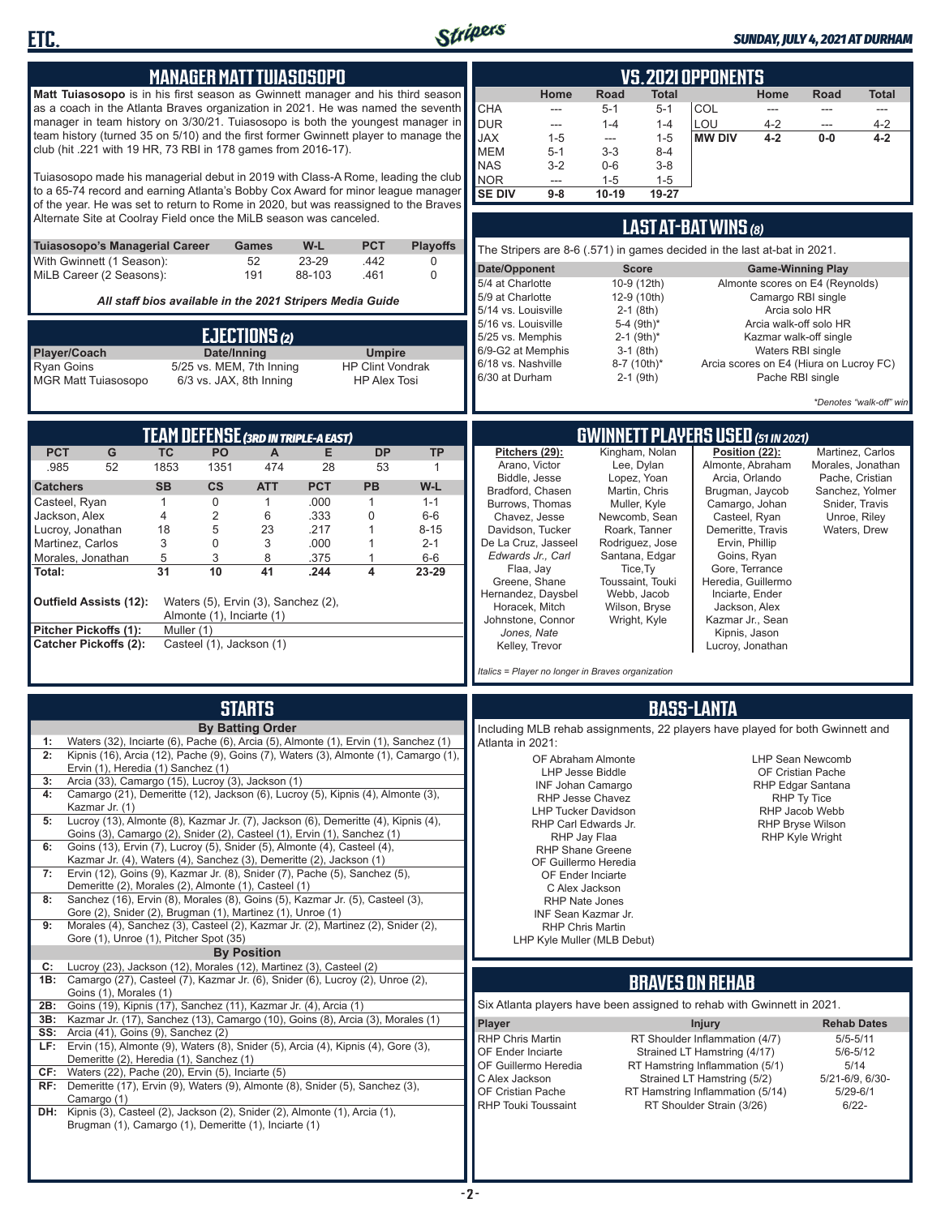## MANAGER MATT TUIASOSOPO

**Matt Tuiasosopo** is in his first season as Gwinnett manager and his third season as a coach in the Atlanta Braves organization in 2021. He was named the seventh manager in team history on 3/30/21. Tuiasosopo is both the youngest manager in team history (turned 35 on 5/10) and the first former Gwinnett player to manage the club (hit .221 with 19 HR, 73 RBI in 178 games from 2016-17).

Tuiasosopo made his managerial debut in 2019 with Class-A Rome, leading the club to a 65-74 record and earning Atlanta's Bobby Cox Award for minor league manager of the year. He was set to return to Rome in 2020, but was reassigned to the Braves Alternate Site at Coolray Field once the MiLB season was canceled.

| Tuiasosopo's Managerial Career | Games | W-L | PCT | Playoffs |
|---|---|---|---|---|
| With Gwinnett (1 Season): | 52 | 23-29 | .442 | 0 |
| MiLB Career (2 Seasons): | 191 | 88-103 | .461 | 0 |

*All staff bios available in the 2021 Stripers Media Guide*

## EJECTIONS (2)

| Player/Coach | Date/Inning | Umpire |
|---|---|---|
| Ryan Goins | 5/25 vs. MEM, 7th Inning | HP Clint Vondrak |
| MGR Matt Tuiasosopo | 6/3 vs. JAX, 8th Inning | HP Alex Tosi |

## VS. 2021 OPPONENTS

| | Home | Road | Total | | Home | Road | Total |
|---|---|---|---|---|---|---|---|
| CHA | --- | 5-1 | 5-1 | COL | --- | --- | --- |
| DUR | --- | 1-4 | 1-4 | LOU | 4-2 | --- | 4-2 |
| JAX | 1-5 | --- | 1-5 | MW DIV | 4-2 | 0-0 | 4-2 |
| MEM | 5-1 | 3-3 | 8-4 | | | | |
| NAS | 3-2 | 0-6 | 3-8 | | | | |
| NOR | --- | 1-5 | 1-5 | | | | |
| SE DIV | 9-8 | 10-19 | 19-27 | | | | |

## LAST AT-BAT WINS (8)

The Stripers are 8-6 (.571) in games decided in the last at-bat in 2021.

| Date/Opponent | Score | Game-Winning Play |
|---|---|---|
| 5/4 at Charlotte | 10-9 (12th) | Almonte scores on E4 (Reynolds) |
| 5/9 at Charlotte | 12-9 (10th) | Camargo RBI single |
| 5/14 vs. Louisville | 2-1 (8th) | Arcia solo HR |
| 5/16 vs. Louisville | 5-4 (9th)* | Arcia walk-off solo HR |
| 5/25 vs. Memphis | 2-1 (9th)* | Kazmar walk-off single |
| 6/9-G2 at Memphis | 3-1 (8th) | Waters RBI single |
| 6/18 vs. Nashville | 8-7 (10th)* | Arcia scores on E4 (Hiura on Lucroy FC) |
| 6/30 at Durham | 2-1 (9th) | Pache RBI single |

*\*Denotes "walk-off" win*

## TEAM DEFENSE (3RD IN TRIPLE-A EAST)

| PCT | G | TC | PO | A | E | DP | TP |
|---|---|---|---|---|---|---|---|
| .985 | 52 | 1853 | 1351 | 474 | 28 | 53 | 1 |

| Catchers | SB | CS | ATT | PCT | PB | W-L |
|---|---|---|---|---|---|---|
| Casteel, Ryan | 1 | 0 | 1 | .000 | 1 | 1-1 |
| Jackson, Alex | 4 | 2 | 6 | .333 | 0 | 6-6 |
| Lucroy, Jonathan | 18 | 5 | 23 | .217 | 1 | 8-15 |
| Martinez, Carlos | 3 | 0 | 3 | .000 | 1 | 2-1 |
| Morales, Jonathan | 5 | 3 | 8 | .375 | 1 | 6-6 |
| **Total:** | **31** | **10** | **41** | **.244** | **4** | **23-29** |

**Outfield Assists (12):** Waters (5), Ervin (3), Sanchez (2), Almonte (1), Inciarte (1)
**Pitcher Pickoffs (1):** Muller (1)
**Catcher Pickoffs (2):** Casteel (1), Jackson (1)

## GWINNETT PLAYERS USED (51 IN 2021)

**Pitchers (29):** Arano, Victor; Biddle, Jesse; Bradford, Chasen; Burrows, Thomas; Chavez, Jesse; Davidson, Tucker; De La Cruz, Jasseel; *Edwards Jr., Carl*; Flaa, Jay; Greene, Shane; Hernandez, Daysbel; Horacek, Mitch; Johnstone, Connor; *Jones, Nate*; Kelley, Trevor; Kingham, Nolan; Lee, Dylan; Lopez, Yoan; Martin, Chris; Muller, Kyle; Newcomb, Sean; Roark, Tanner; Rodriguez, Jose; Santana, Edgar; Tice, Ty; Toussaint, Touki; Webb, Jacob; Wilson, Bryse; Wright, Kyle

**Position (22):** Almonte, Abraham; Arcia, Orlando; Brugman, Jaycob; Camargo, Johan; Casteel, Ryan; Demeritte, Travis; Ervin, Phillip; Goins, Ryan; Gore, Terrance; Heredia, Guillermo; Inciarte, Ender; Jackson, Alex; Kazmar Jr., Sean; Kipnis, Jason; Lucroy, Jonathan; Martinez, Carlos; Morales, Jonathan; Pache, Cristian; Sanchez, Yolmer; Snider, Travis; Unroe, Riley; Waters, Drew

*Italics = Player no longer in Braves organization*

## STARTS

**By Batting Order**

| | |
|---|---|
| 1: | Waters (32), Inciarte (6), Pache (6), Arcia (5), Almonte (1), Ervin (1), Sanchez (1) |
| 2: | Kipnis (16), Arcia (12), Pache (9), Goins (7), Waters (3), Almonte (1), Camargo (1), Ervin (1), Heredia (1) Sanchez (1) |
| 3: | Arcia (33), Camargo (15), Lucroy (3), Jackson (1) |
| 4: | Camargo (21), Demeritte (12), Jackson (6), Lucroy (5), Kipnis (4), Almonte (3), Kazmar Jr. (1) |
| 5: | Lucroy (13), Almonte (8), Kazmar Jr. (7), Jackson (6), Demeritte (4), Kipnis (4), Goins (3), Camargo (2), Snider (2), Casteel (1), Ervin (1), Sanchez (1) |
| 6: | Goins (13), Ervin (7), Lucroy (5), Snider (5), Almonte (4), Casteel (4), Kazmar Jr. (4), Waters (4), Sanchez (3), Demeritte (2), Jackson (1) |
| 7: | Ervin (12), Goins (9), Kazmar Jr. (8), Snider (7), Pache (5), Sanchez (5), Demeritte (2), Morales (2), Almonte (1), Casteel (1) |
| 8: | Sanchez (16), Ervin (8), Morales (8), Goins (5), Kazmar Jr. (5), Casteel (3), Gore (2), Snider (2), Brugman (1), Martinez (1), Unroe (1) |
| 9: | Morales (4), Sanchez (3), Casteel (2), Kazmar Jr. (2), Martinez (2), Snider (2), Gore (1), Unroe (1), Pitcher Spot (35) |

**By Position**

| | |
|---|---|
| C: | Lucroy (23), Jackson (12), Morales (12), Martinez (3), Casteel (2) |
| 1B: | Camargo (27), Casteel (7), Kazmar Jr. (6), Snider (6), Lucroy (2), Unroe (2), Goins (1), Morales (1) |
| 2B: | Goins (19), Kipnis (17), Sanchez (11), Kazmar Jr. (4), Arcia (1) |
| 3B: | Kazmar Jr. (17), Sanchez (13), Camargo (10), Goins (8), Arcia (3), Morales (1) |
| SS: | Arcia (41), Goins (9), Sanchez (2) |
| LF: | Ervin (15), Almonte (9), Waters (8), Snider (5), Arcia (4), Kipnis (4), Gore (3), Demeritte (2), Heredia (1), Sanchez (1) |
| CF: | Waters (22), Pache (20), Ervin (5), Inciarte (5) |
| RF: | Demeritte (17), Ervin (9), Waters (9), Almonte (8), Snider (5), Sanchez (3), Camargo (1) |
| DH: | Kipnis (3), Casteel (2), Jackson (2), Snider (2), Almonte (1), Arcia (1), Brugman (1), Camargo (1), Demeritte (1), Inciarte (1) |

## BASS-LANTA

Including MLB rehab assignments, 22 players have played for both Gwinnett and Atlanta in 2021:

OF Abraham Almonte
LHP Jesse Biddle
INF Johan Camargo
RHP Jesse Chavez
LHP Tucker Davidson
RHP Carl Edwards Jr.
RHP Jay Flaa
RHP Shane Greene
OF Guillermo Heredia
OF Ender Inciarte
C Alex Jackson
RHP Nate Jones
INF Sean Kazmar Jr.
RHP Chris Martin
LHP Kyle Muller (MLB Debut)
LHP Sean Newcomb
OF Cristian Pache
RHP Edgar Santana
RHP Ty Tice
RHP Jacob Webb
RHP Bryse Wilson
RHP Kyle Wright

## BRAVES ON REHAB

Six Atlanta players have been assigned to rehab with Gwinnett in 2021.

| Player | Injury | Rehab Dates |
|---|---|---|
| RHP Chris Martin | RT Shoulder Inflammation (4/7) | 5/5-5/11 |
| OF Ender Inciarte | Strained LT Hamstring (4/17) | 5/6-5/12 |
| OF Guillermo Heredia | RT Hamstring Inflammation (5/1) | 5/14 |
| C Alex Jackson | Strained LT Hamstring (5/2) | 5/21-6/9, 6/30- |
| OF Cristian Pache | RT Hamstring Inflammation (5/14) | 5/29-6/1 |
| RHP Touki Toussaint | RT Shoulder Strain (3/26) | 6/22- |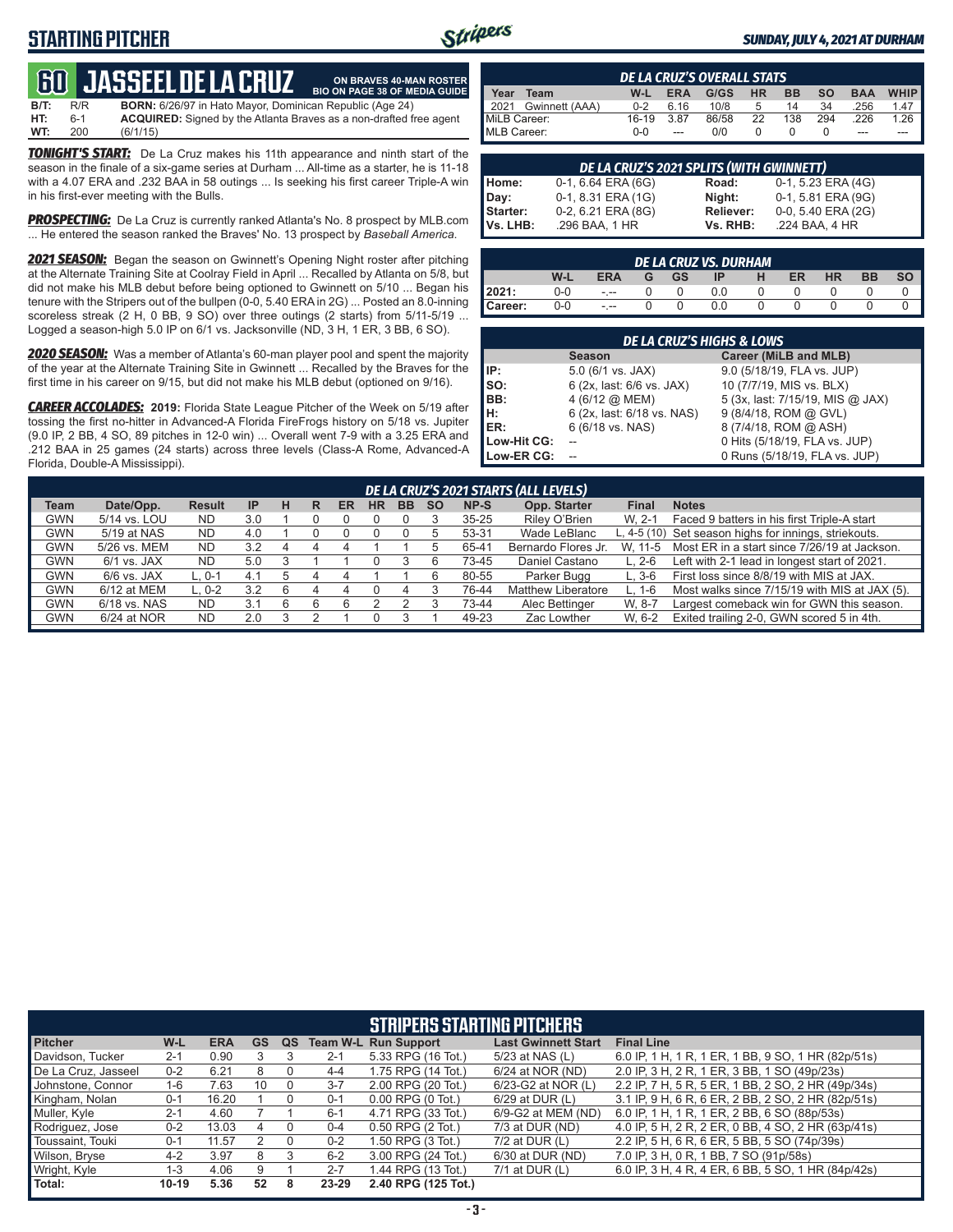# STARTING PITCHER

## 60 JASSEEL DE LA CRUZ

ON BRAVES 40-MAN ROSTER
BIO ON PAGE 38 OF MEDIA GUIDE

**B/T:** R/R **BORN:** 6/26/97 in Hato Mayor, Dominican Republic (Age 24)
**HT:** 6-1 **ACQUIRED:** Signed by the Atlanta Braves as a non-drafted free agent
**WT:** 200 (6/1/15)

***TONIGHT'S START:*** De La Cruz makes his 11th appearance and ninth start of the season in the finale of a six-game series at Durham ... All-time as a starter, he is 11-18 with a 4.07 ERA and .232 BAA in 58 outings ... Is seeking his first career Triple-A win in his first-ever meeting with the Bulls.

***PROSPECTING:*** De La Cruz is currently ranked Atlanta's No. 8 prospect by MLB.com ... He entered the season ranked the Braves' No. 13 prospect by *Baseball America*.

***2021 SEASON:*** Began the season on Gwinnett's Opening Night roster after pitching at the Alternate Training Site at Coolray Field in April ... Recalled by Atlanta on 5/8, but did not make his MLB debut before being optioned to Gwinnett on 5/10 ... Began his tenure with the Stripers out of the bullpen (0-0, 5.40 ERA in 2G) ... Posted an 8.0-inning scoreless streak (2 H, 0 BB, 9 SO) over three outings (2 starts) from 5/11-5/19 ... Logged a season-high 5.0 IP on 6/1 vs. Jacksonville (ND, 3 H, 1 ER, 3 BB, 6 SO).

***2020 SEASON:*** Was a member of Atlanta's 60-man player pool and spent the majority of the year at the Alternate Training Site in Gwinnett ... Recalled by the Braves for the first time in his career on 9/15, but did not make his MLB debut (optioned on 9/16).

***CAREER ACCOLADES:*** **2019:** Florida State League Pitcher of the Week on 5/19 after tossing the first no-hitter in Advanced-A Florida FireFrogs history on 5/18 vs. Jupiter (9.0 IP, 2 BB, 4 SO, 89 pitches in 12-0 win) ... Overall went 7-9 with a 3.25 ERA and .212 BAA in 25 games (24 starts) across three levels (Class-A Rome, Advanced-A Florida, Double-A Mississippi).

### DE LA CRUZ'S OVERALL STATS

| Year | Team | W-L | ERA | G/GS | HR | BB | SO | BAA | WHIP |
|---|---|---|---|---|---|---|---|---|---|
| 2021 | Gwinnett (AAA) | 0-2 | 6.16 | 10/8 | 5 | 14 | 34 | .256 | 1.47 |
| MiLB Career: | | 16-19 | 3.87 | 86/58 | 22 | 138 | 294 | .226 | 1.26 |
| MLB Career: | | 0-0 | --- | 0/0 | 0 | 0 | 0 | --- | --- |

### DE LA CRUZ'S 2021 SPLITS (WITH GWINNETT)

| | | | |
|---|---|---|---|
| Home: | 0-1, 6.64 ERA (6G) | Road: | 0-1, 5.23 ERA (4G) |
| Day: | 0-1, 8.31 ERA (1G) | Night: | 0-1, 5.81 ERA (9G) |
| Starter: | 0-2, 6.21 ERA (8G) | Reliever: | 0-0, 5.40 ERA (2G) |
| Vs. LHB: | .296 BAA, 1 HR | Vs. RHB: | .224 BAA, 4 HR |

### DE LA CRUZ VS. DURHAM

| | W-L | ERA | G | GS | IP | H | ER | HR | BB | SO |
|---|---|---|---|---|---|---|---|---|---|---|
| 2021: | 0-0 | -.-- | 0 | 0 | 0.0 | 0 | 0 | 0 | 0 | 0 |
| Career: | 0-0 | -.-- | 0 | 0 | 0.0 | 0 | 0 | 0 | 0 | 0 |

### DE LA CRUZ'S HIGHS & LOWS

| | Season | Career (MiLB and MLB) |
|---|---|---|
| IP: | 5.0 (6/1 vs. JAX) | 9.0 (5/18/19, FLA vs. JUP) |
| SO: | 6 (2x, last: 6/6 vs. JAX) | 10 (7/7/19, MIS vs. BLX) |
| BB: | 4 (6/12 @ MEM) | 5 (3x, last: 7/15/19, MIS @ JAX) |
| H: | 6 (2x, last: 6/18 vs. NAS) | 9 (8/4/18, ROM @ GVL) |
| ER: | 6 (6/18 vs. NAS) | 8 (7/4/18, ROM @ ASH) |
| Low-Hit CG: | -- | 0 Hits (5/18/19, FLA vs. JUP) |
| Low-ER CG: | -- | 0 Runs (5/18/19, FLA vs. JUP) |

### DE LA CRUZ'S 2021 STARTS (ALL LEVELS)

| Team | Date/Opp. | Result | IP | H | R | ER | HR | BB | SO | NP-S | Opp. Starter | Final | Notes |
|---|---|---|---|---|---|---|---|---|---|---|---|---|---|
| GWN | 5/14 vs. LOU | ND | 3.0 | 1 | 0 | 0 | 0 | 0 | 3 | 35-25 | Riley O'Brien | W, 2-1 | Faced 9 batters in his first Triple-A start |
| GWN | 5/19 at NAS | ND | 4.0 | 1 | 0 | 0 | 0 | 0 | 5 | 53-31 | Wade LeBlanc | L, 4-5 (10) | Set season highs for innings, striekouts. |
| GWN | 5/26 vs. MEM | ND | 3.2 | 4 | 4 | 4 | 1 | 1 | 5 | 65-41 | Bernardo Flores Jr. | W, 11-5 | Most ER in a start since 7/26/19 at Jackson. |
| GWN | 6/1 vs. JAX | ND | 5.0 | 3 | 1 | 1 | 0 | 3 | 6 | 73-45 | Daniel Castano | L, 2-6 | Left with 2-1 lead in longest start of 2021. |
| GWN | 6/6 vs. JAX | L, 0-1 | 4.1 | 5 | 4 | 4 | 1 | 1 | 6 | 80-55 | Parker Bugg | L, 3-6 | First loss since 8/8/19 with MIS at JAX. |
| GWN | 6/12 at MEM | L, 0-2 | 3.2 | 6 | 4 | 4 | 0 | 4 | 3 | 76-44 | Matthew Liberatore | L, 1-6 | Most walks since 7/15/19 with MIS at JAX (5). |
| GWN | 6/18 vs. NAS | ND | 3.1 | 6 | 6 | 6 | 2 | 2 | 3 | 73-44 | Alec Bettinger | W, 8-7 | Largest comeback win for GWN this season. |
| GWN | 6/24 at NOR | ND | 2.0 | 3 | 2 | 1 | 0 | 3 | 1 | 49-23 | Zac Lowther | W, 6-2 | Exited trailing 2-0, GWN scored 5 in 4th. |

### STRIPERS STARTING PITCHERS

| Pitcher | W-L | ERA | GS | QS | Team W-L | Run Support | Last Gwinnett Start | Final Line |
|---|---|---|---|---|---|---|---|---|
| Davidson, Tucker | 2-1 | 0.90 | 3 | 3 | 2-1 | 5.33 RPG (16 Tot.) | 5/23 at NAS (L) | 6.0 IP, 1 H, 1 R, 1 ER, 1 BB, 9 SO, 1 HR (82p/51s) |
| De La Cruz, Jasseel | 0-2 | 6.21 | 8 | 0 | 4-4 | 1.75 RPG (14 Tot.) | 6/24 at NOR (ND) | 2.0 IP, 3 H, 2 R, 1 ER, 3 BB, 1 SO (49p/23s) |
| Johnstone, Connor | 1-6 | 7.63 | 10 | 0 | 3-7 | 2.00 RPG (20 Tot.) | 6/23-G2 at NOR (L) | 2.2 IP, 7 H, 5 R, 5 ER, 1 BB, 2 SO, 2 HR (49p/34s) |
| Kingham, Nolan | 0-1 | 16.20 | 1 | 0 | 0-1 | 0.00 RPG (0 Tot.) | 6/29 at DUR (L) | 3.1 IP, 9 H, 6 R, 6 ER, 2 BB, 2 SO, 2 HR (82p/51s) |
| Muller, Kyle | 2-1 | 4.60 | 7 | 1 | 6-1 | 4.71 RPG (33 Tot.) | 6/9-G2 at MEM (ND) | 6.0 IP, 1 H, 1 R, 1 ER, 2 BB, 6 SO (88p/53s) |
| Rodriguez, Jose | 0-2 | 13.03 | 4 | 0 | 0-4 | 0.50 RPG (2 Tot.) | 7/3 at DUR (ND) | 4.0 IP, 5 H, 2 R, 2 ER, 0 BB, 4 SO, 2 HR (63p/41s) |
| Toussaint, Touki | 0-1 | 11.57 | 2 | 0 | 0-2 | 1.50 RPG (3 Tot.) | 7/2 at DUR (L) | 2.2 IP, 5 H, 6 R, 6 ER, 5 BB, 5 SO (74p/39s) |
| Wilson, Bryse | 4-2 | 3.97 | 8 | 3 | 6-2 | 3.00 RPG (24 Tot.) | 6/30 at DUR (ND) | 7.0 IP, 3 H, 0 R, 1 BB, 7 SO (91p/58s) |
| Wright, Kyle | 1-3 | 4.06 | 9 | 1 | 2-7 | 1.44 RPG (13 Tot.) | 7/1 at DUR (L) | 6.0 IP, 3 H, 4 R, 4 ER, 6 BB, 5 SO, 1 HR (84p/42s) |
| Total: | 10-19 | 5.36 | 52 | 8 | 23-29 | 2.40 RPG (125 Tot.) | | |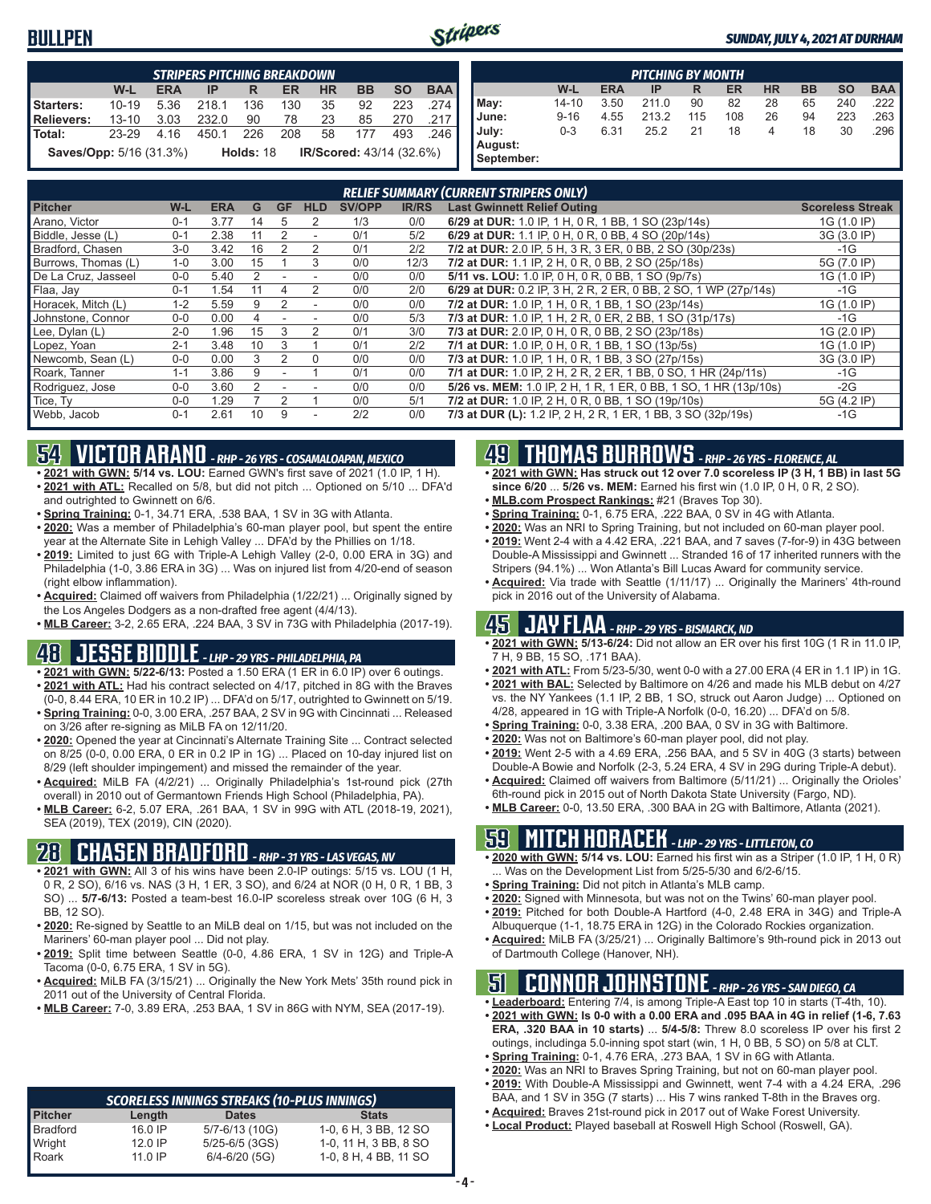## BULLPEN

*SUNDAY, JULY 4, 2021 AT DURHAM*

| STRIPERS PITCHING BREAKDOWN | | | | | | | | | |
|---|---|---|---|---|---|---|---|---|---|
| | W-L | ERA | IP | R | ER | HR | BB | SO | BAA |
| Starters: | 10-19 | 5.36 | 218.1 | 136 | 130 | 35 | 92 | 223 | .274 |
| Relievers: | 13-10 | 3.03 | 232.0 | 90 | 78 | 23 | 85 | 270 | .217 |
| Total: | 23-29 | 4.16 | 450.1 | 226 | 208 | 58 | 177 | 493 | .246 |

**Saves/Opp:** 5/16 (31.3%) **Holds:** 18 **IR/Scored:** 43/14 (32.6%)

| PITCHING BY MONTH | | | | | | | | | |
|---|---|---|---|---|---|---|---|---|---|
| | W-L | ERA | IP | R | ER | HR | BB | SO | BAA |
| May: | 14-10 | 3.50 | 211.0 | 90 | 82 | 28 | 65 | 240 | .222 |
| June: | 9-16 | 4.55 | 213.2 | 115 | 108 | 26 | 94 | 223 | .263 |
| July: | 0-3 | 6.31 | 25.2 | 21 | 18 | 4 | 18 | 30 | .296 |
| August: | | | | | | | | | |
| September: | | | | | | | | | |

| RELIEF SUMMARY (CURRENT STRIPERS ONLY) | | | | | | | | | |
|---|---|---|---|---|---|---|---|---|---|
| Pitcher | W-L | ERA | G | GF | HLD | SV/OPP | IR/RS | Last Gwinnett Relief Outing | Scoreless Streak |
| Arano, Victor | 0-1 | 3.77 | 14 | 5 | 2 | 1/3 | 0/0 | **6/29 at DUR:** 1.0 IP, 1 H, 0 R, 1 BB, 1 SO (23p/14s) | 1G (1.0 IP) |
| Biddle, Jesse (L) | 0-1 | 2.38 | 11 | 2 | - | 0/1 | 5/2 | **6/29 at DUR:** 1.1 IP, 0 H, 0 R, 0 BB, 4 SO (20p/14s) | 3G (3.0 IP) |
| Bradford, Chasen | 3-0 | 3.42 | 16 | 2 | 2 | 0/1 | 2/2 | **7/2 at DUR:** 2.0 IP, 5 H, 3 R, 3 ER, 0 BB, 2 SO (30p/23s) | -1G |
| Burrows, Thomas (L) | 1-0 | 3.00 | 15 | 1 | 3 | 0/0 | 12/3 | **7/2 at DUR:** 1.1 IP, 2 H, 0 R, 0 BB, 2 SO (25p/18s) | 5G (7.0 IP) |
| De La Cruz, Jasseel | 0-0 | 5.40 | 2 | - | - | 0/0 | 0/0 | **5/11 vs. LOU:** 1.0 IP, 0 H, 0 R, 0 BB, 1 SO (9p/7s) | 1G (1.0 IP) |
| Flaa, Jay | 0-1 | 1.54 | 11 | 4 | 2 | 0/0 | 2/0 | **6/29 at DUR:** 0.2 IP, 3 H, 2 R, 2 ER, 0 BB, 2 SO, 1 WP (27p/14s) | -1G |
| Horacek, Mitch (L) | 1-2 | 5.59 | 9 | 2 | - | 0/0 | 0/0 | **7/2 at DUR:** 1.0 IP, 1 H, 0 R, 1 BB, 1 SO (23p/14s) | 1G (1.0 IP) |
| Johnstone, Connor | 0-0 | 0.00 | 4 | - | - | 0/0 | 5/3 | **7/3 at DUR:** 1.0 IP, 1 H, 2 R, 0 ER, 2 BB, 1 SO (31p/17s) | -1G |
| Lee, Dylan (L) | 2-0 | 1.96 | 15 | 3 | 2 | 0/1 | 3/0 | **7/3 at DUR:** 2.0 IP, 0 H, 0 R, 0 BB, 2 SO (23p/18s) | 1G (2.0 IP) |
| Lopez, Yoan | 2-1 | 3.48 | 10 | 3 | 1 | 0/1 | 2/2 | **7/1 at DUR:** 1.0 IP, 0 H, 0 R, 1 BB, 1 SO (13p/5s) | 1G (1.0 IP) |
| Newcomb, Sean (L) | 0-0 | 0.00 | 3 | 2 | 0 | 0/0 | 0/0 | **7/3 at DUR:** 1.0 IP, 1 H, 0 R, 1 BB, 3 SO (27p/15s) | 3G (3.0 IP) |
| Roark, Tanner | 1-1 | 3.86 | 9 | - | 1 | 0/1 | 0/0 | **7/1 at DUR:** 1.0 IP, 2 H, 2 R, 2 ER, 1 BB, 0 SO, 1 HR (24p/11s) | -1G |
| Rodriguez, Jose | 0-0 | 3.60 | 2 | - | - | 0/0 | 0/0 | **5/26 vs. MEM:** 1.0 IP, 2 H, 1 R, 1 ER, 0 BB, 1 SO, 1 HR (13p/10s) | -2G |
| Tice, Ty | 0-0 | 1.29 | 7 | 2 | 1 | 0/0 | 5/1 | **7/2 at DUR:** 1.0 IP, 2 H, 0 R, 0 BB, 1 SO (19p/10s) | 5G (4.2 IP) |
| Webb, Jacob | 0-1 | 2.61 | 10 | 9 | - | 2/2 | 0/0 | **7/3 at DUR (L):** 1.2 IP, 2 H, 2 R, 1 ER, 1 BB, 3 SO (32p/19s) | -1G |

## 54 VICTOR ARANO - RHP - 26 YRS - COSAMALOAPAN, MEXICO

- **2021 with GWN: 5/14 vs. LOU:** Earned GWN's first save of 2021 (1.0 IP, 1 H).
- **2021 with ATL:** Recalled on 5/8, but did not pitch ... Optioned on 5/10 ... DFA'd and outrighted to Gwinnett on 6/6.
- **Spring Training:** 0-1, 34.71 ERA, .538 BAA, 1 SV in 3G with Atlanta.
- **2020:** Was a member of Philadelphia's 60-man player pool, but spent the entire year at the Alternate Site in Lehigh Valley ... DFA'd by the Phillies on 1/18.
- **2019:** Limited to just 6G with Triple-A Lehigh Valley (2-0, 0.00 ERA in 3G) and Philadelphia (1-0, 3.86 ERA in 3G) ... Was on injured list from 4/20-end of season (right elbow inflammation).
- **Acquired:** Claimed off waivers from Philadelphia (1/22/21) ... Originally signed by the Los Angeles Dodgers as a non-drafted free agent (4/4/13).
- **MLB Career:** 3-2, 2.65 ERA, .224 BAA, 3 SV in 73G with Philadelphia (2017-19).

## 48 JESSE BIDDLE - LHP - 29 YRS - PHILADELPHIA, PA

- **2021 with GWN: 5/22-6/13:** Posted a 1.50 ERA (1 ER in 6.0 IP) over 6 outings.
- **2021 with ATL:** Had his contract selected on 4/17, pitched in 8G with the Braves (0-0, 8.44 ERA, 10 ER in 10.2 IP) ... DFA'd on 5/17, outrighted to Gwinnett on 5/19.
- **Spring Training:** 0-0, 3.00 ERA, .257 BAA, 2 SV in 9G with Cincinnati ... Released on 3/26 after re-signing as MiLB FA on 12/11/20.
- **2020:** Opened the year at Cincinnati's Alternate Training Site ... Contract selected on 8/25 (0-0, 0.00 ERA, 0 ER in 0.2 IP in 1G) ... Placed on 10-day injured list on 8/29 (left shoulder impingement) and missed the remainder of the year.
- **Acquired:** MiLB FA (4/2/21) ... Originally Philadelphia's 1st-round pick (27th overall) in 2010 out of Germantown Friends High School (Philadelphia, PA).
- **MLB Career:** 6-2, 5.07 ERA, .261 BAA, 1 SV in 99G with ATL (2018-19, 2021), SEA (2019), TEX (2019), CIN (2020).

## 28 CHASEN BRADFORD - RHP - 31 YRS - LAS VEGAS, NV

- **2021 with GWN:** All 3 of his wins have been 2.0-IP outings: 5/15 vs. LOU (1 H, 0 R, 2 SO), 6/16 vs. NAS (3 H, 1 ER, 3 SO), and 6/24 at NOR (0 H, 0 R, 1 BB, 3 SO) ... **5/7-6/13:** Posted a team-best 16.0-IP scoreless streak over 10G (6 H, 3 BB, 12 SO).
- **2020:** Re-signed by Seattle to an MiLB deal on 1/15, but was not included on the Mariners' 60-man player pool ... Did not play.
- **2019:** Split time between Seattle (0-0, 4.86 ERA, 1 SV in 12G) and Triple-A Tacoma (0-0, 6.75 ERA, 1 SV in 5G).
- **Acquired:** MiLB FA (3/15/21) ... Originally the New York Mets' 35th round pick in 2011 out of the University of Central Florida.
- **MLB Career:** 7-0, 3.89 ERA, .253 BAA, 1 SV in 86G with NYM, SEA (2017-19).

| SCORELESS INNINGS STREAKS (10-PLUS INNINGS) | | | |
|---|---|---|---|
| Pitcher | Length | Dates | Stats |
| Bradford | 16.0 IP | 5/7-6/13 (10G) | 1-0, 6 H, 3 BB, 12 SO |
| Wright | 12.0 IP | 5/25-6/5 (3GS) | 1-0, 11 H, 3 BB, 8 SO |
| Roark | 11.0 IP | 6/4-6/20 (5G) | 1-0, 8 H, 4 BB, 11 SO |

## 49 THOMAS BURROWS - RHP - 26 YRS - FLORENCE, AL

- **2021 with GWN: Has struck out 12 over 7.0 scoreless IP (3 H, 1 BB) in last 5G since 6/20** ... **5/26 vs. MEM:** Earned his first win (1.0 IP, 0 H, 0 R, 2 SO).
- **MLB.com Prospect Rankings:** #21 (Braves Top 30).
- **Spring Training:** 0-1, 6.75 ERA, .222 BAA, 0 SV in 4G with Atlanta.
- **2020:** Was an NRI to Spring Training, but not included on 60-man player pool.
- **2019:** Went 2-4 with a 4.42 ERA, .221 BAA, and 7 saves (7-for-9) in 43G between Double-A Mississippi and Gwinnett ... Stranded 16 of 17 inherited runners with the Stripers (94.1%) ... Won Atlanta's Bill Lucas Award for community service.
- **Acquired:** Via trade with Seattle (1/11/17) ... Originally the Mariners' 4th-round pick in 2016 out of the University of Alabama.

## 45 JAY FLAA - RHP - 29 YRS - BISMARCK, ND

- **2021 with GWN: 5/13-6/24:** Did not allow an ER over his first 10G (1 R in 11.0 IP, 7 H, 9 BB, 15 SO, .171 BAA).
- **2021 with ATL:** From 5/23-5/30, went 0-0 with a 27.00 ERA (4 ER in 1.1 IP) in 1G.
- **2021 with BAL:** Selected by Baltimore on 4/26 and made his MLB debut on 4/27 vs. the NY Yankees (1.1 IP, 2 BB, 1 SO, struck out Aaron Judge) ... Optioned on 4/28, appeared in 1G with Triple-A Norfolk (0-0, 16.20) ... DFA'd on 5/8.
- **Spring Training:** 0-0, 3.38 ERA, .200 BAA, 0 SV in 3G with Baltimore.
- **2020:** Was not on Baltimore's 60-man player pool, did not play.
- **2019:** Went 2-5 with a 4.69 ERA, .256 BAA, and 5 SV in 40G (3 starts) between Double-A Bowie and Norfolk (2-3, 5.24 ERA, 4 SV in 29G during Triple-A debut).
- **Acquired:** Claimed off waivers from Baltimore (5/11/21) ... Originally the Orioles' 6th-round pick in 2015 out of North Dakota State University (Fargo, ND).
- **MLB Career:** 0-0, 13.50 ERA, .300 BAA in 2G with Baltimore, Atlanta (2021).

## 59 MITCH HORACEK - LHP - 29 YRS - LITTLETON, CO

- **2020 with GWN: 5/14 vs. LOU:** Earned his first win as a Striper (1.0 IP, 1 H, 0 R) ... Was on the Development List from 5/25-5/30 and 6/2-6/15.
- **Spring Training:** Did not pitch in Atlanta's MLB camp.
- **2020:** Signed with Minnesota, but was not on the Twins' 60-man player pool.
- **2019:** Pitched for both Double-A Hartford (4-0, 2.48 ERA in 34G) and Triple-A Albuquerque (1-1, 18.75 ERA in 12G) in the Colorado Rockies organization.
- **Acquired:** MiLB FA (3/25/21) ... Originally Baltimore's 9th-round pick in 2013 out of Dartmouth College (Hanover, NH).

## 51 CONNOR JOHNSTONE - RHP - 26 YRS - SAN DIEGO, CA

- **Leaderboard:** Entering 7/4, is among Triple-A East top 10 in starts (T-4th, 10).
- **2021 with GWN: Is 0-0 with a 0.00 ERA and .095 BAA in 4G in relief (1-6, 7.63 ERA, .320 BAA in 10 starts)** ... **5/4-5/8:** Threw 8.0 scoreless IP over his first 2 outings, includinga 5.0-inning spot start (win, 1 H, 0 BB, 5 SO) on 5/8 at CLT.
- **Spring Training:** 0-1, 4.76 ERA, .273 BAA, 1 SV in 6G with Atlanta.
- **2020:** Was an NRI to Braves Spring Training, but not on 60-man player pool.
- **2019:** With Double-A Mississippi and Gwinnett, went 7-4 with a 4.24 ERA, .296 BAA, and 1 SV in 35G (7 starts) ... His 7 wins ranked T-8th in the Braves org.
- **Acquired:** Braves 21st-round pick in 2017 out of Wake Forest University.
- **Local Product:** Played baseball at Roswell High School (Roswell, GA).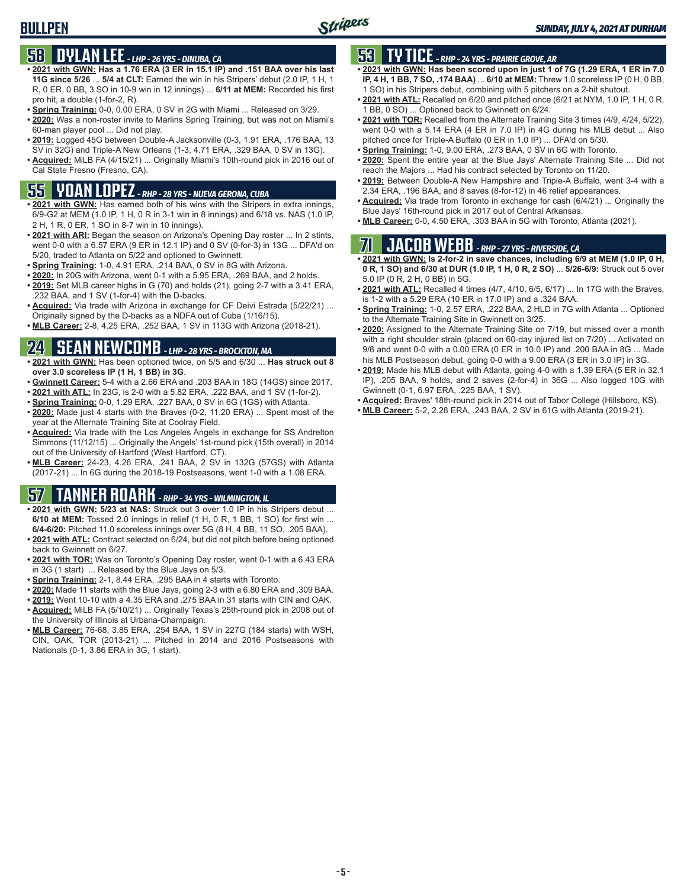# BULLPEN

*SUNDAY, JULY 4, 2021 AT DURHAM*

## 58 DYLAN LEE - LHP - 26 YRS - DINUBA, CA

- **2021 with GWN: Has a 1.76 ERA (3 ER in 15.1 IP) and .151 BAA over his last 11G since 5/26** ... **5/4 at CLT:** Earned the win in his Stripers' debut (2.0 IP, 1 H, 1 R, 0 ER, 0 BB, 3 SO in 10-9 win in 12 innings) ... **6/11 at MEM:** Recorded his first pro hit, a double (1-for-2, R).
- **Spring Training:** 0-0, 0.00 ERA, 0 SV in 2G with Miami ... Released on 3/29.
- **2020:** Was a non-roster invite to Marlins Spring Training, but was not on Miami's 60-man player pool ... Did not play.
- **2019:** Logged 45G between Double-A Jacksonville (0-3, 1.91 ERA, .176 BAA, 13 SV in 32G) and Triple-A New Orleans (1-3, 4.71 ERA, .329 BAA, 0 SV in 13G).
- **Acquired:** MiLB FA (4/15/21) ... Originally Miami's 10th-round pick in 2016 out of Cal State Fresno (Fresno, CA).

## 55 YOAN LOPEZ - RHP - 28 YRS - NUEVA GERONA, CUBA

- **2021 with GWN:** Has earned both of his wins with the Stripers in extra innings, 6/9-G2 at MEM (1.0 IP, 1 H, 0 R in 3-1 win in 8 innings) and 6/18 vs. NAS (1.0 IP, 2 H, 1 R, 0 ER, 1 SO in 8-7 win in 10 innings).
- **2021 with ARI:** Began the season on Arizona's Opening Day roster ... In 2 stints, went 0-0 with a 6.57 ERA (9 ER in 12.1 IP) and 0 SV (0-for-3) in 13G ... DFA'd on 5/20, traded to Atlanta on 5/22 and optioned to Gwinnett.
- **Spring Training:** 1-0, 4.91 ERA, .214 BAA, 0 SV in 8G with Arizona.
- **2020:** In 20G with Arizona, went 0-1 with a 5.95 ERA, .269 BAA, and 2 holds.
- **2019:** Set MLB career highs in G (70) and holds (21), going 2-7 with a 3.41 ERA, .232 BAA, and 1 SV (1-for-4) with the D-backs.
- **Acquired:** Via trade with Arizona in exchange for CF Deivi Estrada (5/22/21) ... Originally signed by the D-backs as a NDFA out of Cuba (1/16/15).
- **MLB Career:** 2-8, 4.25 ERA, .252 BAA, 1 SV in 113G with Arizona (2018-21).

## 24 SEAN NEWCOMB - LHP - 28 YRS - BROCKTON, MA

- **2021 with GWN:** Has been optioned twice, on 5/5 and 6/30 ... **Has struck out 8 over 3.0 scoreless IP (1 H, 1 BB) in 3G**.
- **Gwinnett Career:** 5-4 with a 2.66 ERA and .203 BAA in 18G (14GS) since 2017.
- **2021 with ATL:** In 23G, is 2-0 with a 5.82 ERA, .222 BAA, and 1 SV (1-for-2).
- **Spring Training:** 0-0, 1.29 ERA, .227 BAA, 0 SV in 6G (1GS) with Atlanta.
- **2020:** Made just 4 starts with the Braves (0-2, 11.20 ERA) ... Spent most of the year at the Alternate Training Site at Coolray Field.
- **Acquired:** Via trade with the Los Angeles Angels in exchange for SS Andrelton Simmons (11/12/15) ... Originally the Angels' 1st-round pick (15th overall) in 2014 out of the University of Hartford (West Hartford, CT).
- **MLB Career:** 24-23, 4.26 ERA, .241 BAA, 2 SV in 132G (57GS) with Atlanta (2017-21) ... In 6G during the 2018-19 Postseasons, went 1-0 with a 1.08 ERA.

## 57 TANNER ROARK - RHP - 34 YRS - WILMINGTON, IL

- **2021 with GWN: 5/23 at NAS:** Struck out 3 over 1.0 IP in his Stripers debut ... **6/10 at MEM:** Tossed 2.0 innings in relief (1 H, 0 R, 1 BB, 1 SO) for first win ... **6/4-6/20:** Pitched 11.0 scoreless innings over 5G (8 H, 4 BB, 11 SO, .205 BAA).
- **2021 with ATL:** Contract selected on 6/24, but did not pitch before being optioned back to Gwinnett on 6/27.
- **2021 with TOR:** Was on Toronto's Opening Day roster, went 0-1 with a 6.43 ERA in 3G (1 start) ... Released by the Blue Jays on 5/3.
- **Spring Training:** 2-1, 8.44 ERA, .295 BAA in 4 starts with Toronto.
- **2020:** Made 11 starts with the Blue Jays, going 2-3 with a 6.80 ERA and .309 BAA.
- **2019:** Went 10-10 with a 4.35 ERA and .275 BAA in 31 starts with CIN and OAK.
- **Acquired:** MiLB FA (5/10/21) ... Originally Texas's 25th-round pick in 2008 out of the University of Illinois at Urbana-Champaign.
- **MLB Career:** 76-68, 3.85 ERA, .254 BAA, 1 SV in 227G (184 starts) with WSH, CIN, OAK, TOR (2013-21) ... Pitched in 2014 and 2016 Postseasons with Nationals (0-1, 3.86 ERA in 3G, 1 start).

## 53 TY TICE - RHP - 24 YRS - PRAIRIE GROVE, AR

- **2021 with GWN: Has been scored upon in just 1 of 7G (1.29 ERA, 1 ER in 7.0 IP, 4 H, 1 BB, 7 SO, .174 BAA)** ... **6/10 at MEM:** Threw 1.0 scoreless IP (0 H, 0 BB, 1 SO) in his Stripers debut, combining with 5 pitchers on a 2-hit shutout.
- **2021 with ATL:** Recalled on 6/20 and pitched once (6/21 at NYM, 1.0 IP, 1 H, 0 R, 1 BB, 0 SO) ... Optioned back to Gwinnett on 6/24.
- **2021 with TOR:** Recalled from the Alternate Training Site 3 times (4/9, 4/24, 5/22), went 0-0 with a 5.14 ERA (4 ER in 7.0 IP) in 4G during his MLB debut ... Also pitched once for Triple-A Buffalo (0 ER in 1.0 IP) ... DFA'd on 5/30.
- **Spring Training:** 1-0, 9.00 ERA, .273 BAA, 0 SV in 6G with Toronto.
- **2020:** Spent the entire year at the Blue Jays' Alternate Training Site ... Did not reach the Majors ... Had his contract selected by Toronto on 11/20.
- **2019:** Between Double-A New Hampshire and Triple-A Buffalo, went 3-4 with a 2.34 ERA, .196 BAA, and 8 saves (8-for-12) in 46 relief appearances.
- **Acquired:** Via trade from Toronto in exchange for cash (6/4/21) ... Originally the Blue Jays' 16th-round pick in 2017 out of Central Arkansas.
- **MLB Career:** 0-0, 4.50 ERA, .303 BAA in 5G with Toronto, Atlanta (2021).

## 71 JACOB WEBB - RHP - 27 YRS - RIVERSIDE, CA

- **2021 with GWN: Is 2-for-2 in save chances, including 6/9 at MEM (1.0 IP, 0 H, 0 R, 1 SO) and 6/30 at DUR (1.0 IP, 1 H, 0 R, 2 SO)** ... **5/26-6/9:** Struck out 5 over 5.0 IP (0 R, 2 H, 0 BB) in 5G.
- **2021 with ATL:** Recalled 4 times (4/7, 4/10, 6/5, 6/17) ... In 17G with the Braves, is 1-2 with a 5.29 ERA (10 ER in 17.0 IP) and a .324 BAA.
- **Spring Training:** 1-0, 2.57 ERA, .222 BAA, 2 HLD in 7G with Atlanta ... Optioned to the Alternate Training Site in Gwinnett on 3/25.
- **2020:** Assigned to the Alternate Training Site on 7/19, but missed over a month with a right shoulder strain (placed on 60-day injured list on 7/20) ... Activated on 9/8 and went 0-0 with a 0.00 ERA (0 ER in 10.0 IP) and .200 BAA in 8G ... Made his MLB Postseason debut, going 0-0 with a 9.00 ERA (3 ER in 3.0 IP) in 3G.
- **2019:** Made his MLB debut with Atlanta, going 4-0 with a 1.39 ERA (5 ER in 32.1 IP), .205 BAA, 9 holds, and 2 saves (2-for-4) in 36G ... Also logged 10G with Gwinnett (0-1, 6.97 ERA, .225 BAA, 1 SV).
- **Acquired:** Braves' 18th-round pick in 2014 out of Tabor College (Hillsboro, KS).
- **MLB Career:** 5-2, 2.28 ERA, .243 BAA, 2 SV in 61G with Atlanta (2019-21).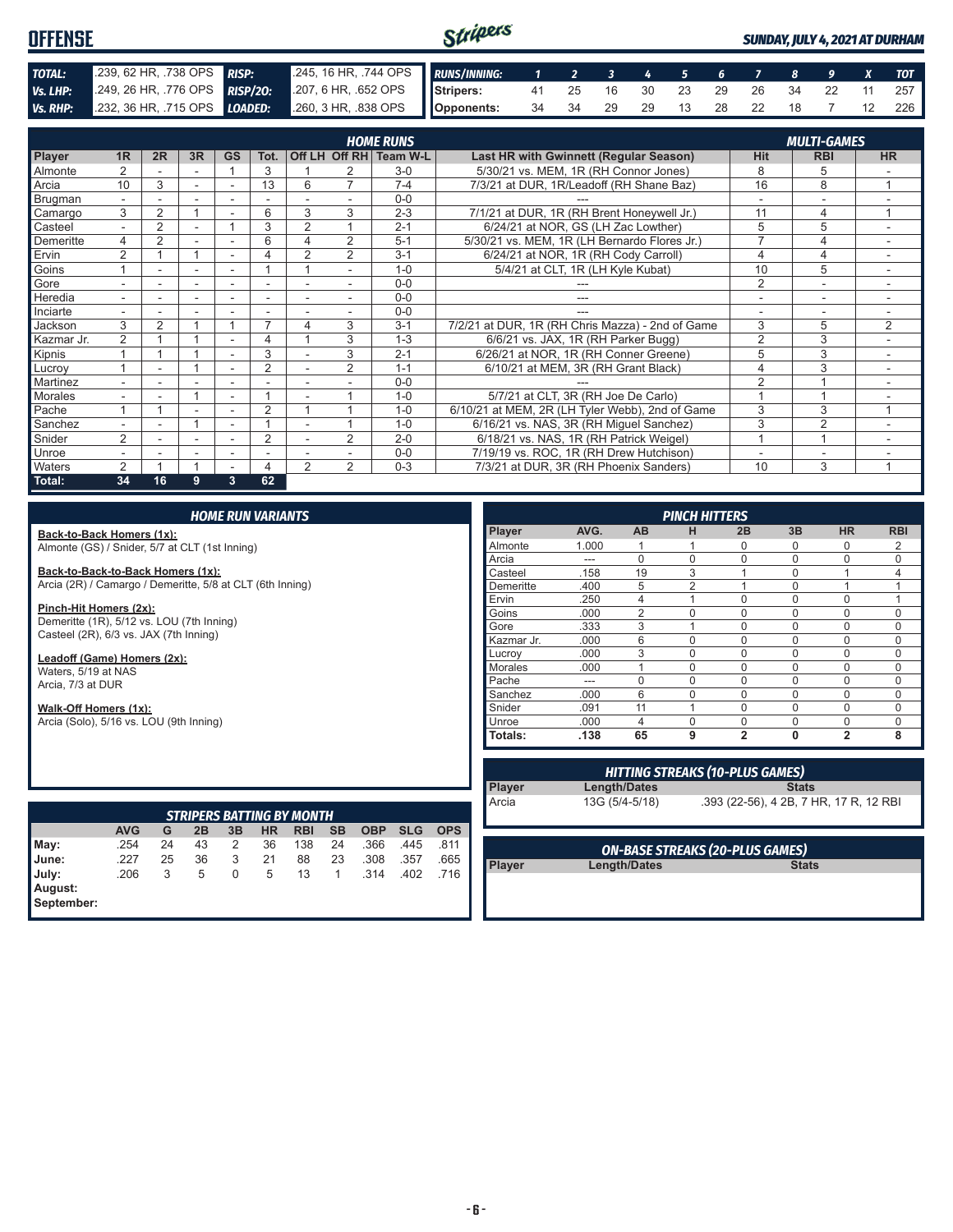# OFFENSE

*SUNDAY, JULY 4, 2021 AT DURHAM*

| | | | |
|---|---|---|---|
| **TOTAL:** | .239, 62 HR, .738 OPS | **RISP:** | .245, 16 HR, .744 OPS |
| **Vs. LHP:** | .249, 26 HR, .776 OPS | **RISP/2O:** | .207, 6 HR, .652 OPS |
| **Vs. RHP:** | .232, 36 HR, .715 OPS | **LOADED:** | .260, 3 HR, .838 OPS |

| RUNS/INNING: | 1 | 2 | 3 | 4 | 5 | 6 | 7 | 8 | 9 | X | TOT |
|---|---|---|---|---|---|---|---|---|---|---|---|
| Stripers: | 41 | 25 | 16 | 30 | 23 | 29 | 26 | 34 | 22 | 11 | 257 |
| Opponents: | 34 | 34 | 29 | 29 | 13 | 28 | 22 | 18 | 7 | 12 | 226 |

## HOME RUNS / MULTI-GAMES

| Player | 1R | 2R | 3R | GS | Tot. | Off LH | Off RH | Team W-L | Last HR with Gwinnett (Regular Season) | Hit | RBI | HR |
|---|---|---|---|---|---|---|---|---|---|---|---|---|
| Almonte | 2 | - | - | 1 | 3 | 1 | 2 | 3-0 | 5/30/21 vs. MEM, 1R (RH Connor Jones) | 8 | 5 | - |
| Arcia | 10 | 3 | - | - | 13 | 6 | 7 | 7-4 | 7/3/21 at DUR, 1R/Leadoff (RH Shane Baz) | 16 | 8 | 1 |
| Brugman | - | - | - | - | - | - | - | 0-0 | --- | - | - | - |
| Camargo | 3 | 2 | 1 | - | 6 | 3 | 3 | 2-3 | 7/1/21 at DUR, 1R (RH Brent Honeywell Jr.) | 11 | 4 | 1 |
| Casteel | - | 2 | - | 1 | 3 | 2 | 1 | 2-1 | 6/24/21 at NOR, GS (LH Zac Lowther) | 5 | 5 | - |
| Demeritte | 4 | 2 | - | - | 6 | 4 | 2 | 5-1 | 5/30/21 vs. MEM, 1R (LH Bernardo Flores Jr.) | 7 | 4 | - |
| Ervin | 2 | 1 | 1 | - | 4 | 2 | 2 | 3-1 | 6/24/21 at NOR, 1R (RH Cody Carroll) | 4 | 4 | - |
| Goins | 1 | - | - | - | 1 | 1 | - | 1-0 | 5/4/21 at CLT, 1R (LH Kyle Kubat) | 10 | 5 | - |
| Gore | - | - | - | - | - | - | - | 0-0 | --- | 2 | - | - |
| Heredia | - | - | - | - | - | - | - | 0-0 | --- | - | - | - |
| Inciarte | - | - | - | - | - | - | - | 0-0 | --- | - | - | - |
| Jackson | 3 | 2 | 1 | 1 | 7 | 4 | 3 | 3-1 | 7/2/21 at DUR, 1R (RH Chris Mazza) - 2nd of Game | 3 | 5 | 2 |
| Kazmar Jr. | 2 | 1 | 1 | - | 4 | 1 | 3 | 1-3 | 6/6/21 vs. JAX, 1R (RH Parker Bugg) | 2 | 3 | - |
| Kipnis | 1 | 1 | 1 | - | 3 | - | 3 | 2-1 | 6/26/21 at NOR, 1R (RH Conner Greene) | 5 | 3 | - |
| Lucroy | 1 | - | 1 | - | 2 | - | 2 | 1-1 | 6/10/21 at MEM, 3R (RH Grant Black) | 4 | 3 | - |
| Martinez | - | - | - | - | - | - | - | 0-0 | --- | 2 | 1 | - |
| Morales | - | - | 1 | - | 1 | - | 1 | 1-0 | 5/7/21 at CLT, 3R (RH Joe De Carlo) | 1 | 1 | - |
| Pache | 1 | 1 | - | - | 2 | 1 | 1 | 1-0 | 6/10/21 at MEM, 2R (LH Tyler Webb), 2nd of Game | 3 | 3 | 1 |
| Sanchez | - | - | 1 | - | 1 | - | 1 | 1-0 | 6/16/21 vs. NAS, 3R (RH Miguel Sanchez) | 3 | 2 | - |
| Snider | 2 | - | - | - | 2 | - | 2 | 2-0 | 6/18/21 vs. NAS, 1R (RH Patrick Weigel) | 1 | 1 | - |
| Unroe | - | - | - | - | - | - | - | 0-0 | 7/19/19 vs. ROC, 1R (RH Drew Hutchison) | - | - | - |
| Waters | 2 | 1 | 1 | - | 4 | 2 | 2 | 0-3 | 7/3/21 at DUR, 3R (RH Phoenix Sanders) | 10 | 3 | 1 |
| **Total:** | **34** | **16** | **9** | **3** | **62** | | | | | | | |

## HOME RUN VARIANTS

**Back-to-Back Homers (1x):**
Almonte (GS) / Snider, 5/7 at CLT (1st Inning)

**Back-to-Back-to-Back Homers (1x):**
Arcia (2R) / Camargo / Demeritte, 5/8 at CLT (6th Inning)

**Pinch-Hit Homers (2x):**
Demeritte (1R), 5/12 vs. LOU (7th Inning)
Casteel (2R), 6/3 vs. JAX (7th Inning)

**Leadoff (Game) Homers (2x):**
Waters, 5/19 at NAS
Arcia, 7/3 at DUR

**Walk-Off Homers (1x):**
Arcia (Solo), 5/16 vs. LOU (9th Inning)

## PINCH HITTERS

| Player | AVG. | AB | H | 2B | 3B | HR | RBI |
|---|---|---|---|---|---|---|---|
| Almonte | 1.000 | 1 | 1 | 0 | 0 | 0 | 2 |
| Arcia | --- | 0 | 0 | 0 | 0 | 0 | 0 |
| Casteel | .158 | 19 | 3 | 1 | 0 | 1 | 4 |
| Demeritte | .400 | 5 | 2 | 1 | 0 | 1 | 1 |
| Ervin | .250 | 4 | 1 | 0 | 0 | 0 | 1 |
| Goins | .000 | 2 | 0 | 0 | 0 | 0 | 0 |
| Gore | .333 | 3 | 1 | 0 | 0 | 0 | 0 |
| Kazmar Jr. | .000 | 6 | 0 | 0 | 0 | 0 | 0 |
| Lucroy | .000 | 3 | 0 | 0 | 0 | 0 | 0 |
| Morales | .000 | 1 | 0 | 0 | 0 | 0 | 0 |
| Pache | --- | 0 | 0 | 0 | 0 | 0 | 0 |
| Sanchez | .000 | 6 | 0 | 0 | 0 | 0 | 0 |
| Snider | .091 | 11 | 1 | 0 | 0 | 0 | 0 |
| Unroe | .000 | 4 | 0 | 0 | 0 | 0 | 0 |
| **Totals:** | **.138** | **65** | **9** | **2** | **0** | **2** | **8** |

## HITTING STREAKS (10-PLUS GAMES)

| Player | Length/Dates | Stats |
|---|---|---|
| Arcia | 13G (5/4-5/18) | .393 (22-56), 4 2B, 7 HR, 17 R, 12 RBI |

## STRIPERS BATTING BY MONTH

| | AVG | G | 2B | 3B | HR | RBI | SB | OBP | SLG | OPS |
|---|---|---|---|---|---|---|---|---|---|---|
| May: | .254 | 24 | 43 | 2 | 36 | 138 | 24 | .366 | .445 | .811 |
| June: | .227 | 25 | 36 | 3 | 21 | 88 | 23 | .308 | .357 | .665 |
| July: | .206 | 3 | 5 | 0 | 5 | 13 | 1 | .314 | .402 | .716 |
| August: | | | | | | | | | | |
| September: | | | | | | | | | | |

## ON-BASE STREAKS (20-PLUS GAMES)

| Player | Length/Dates | Stats |
|---|---|---|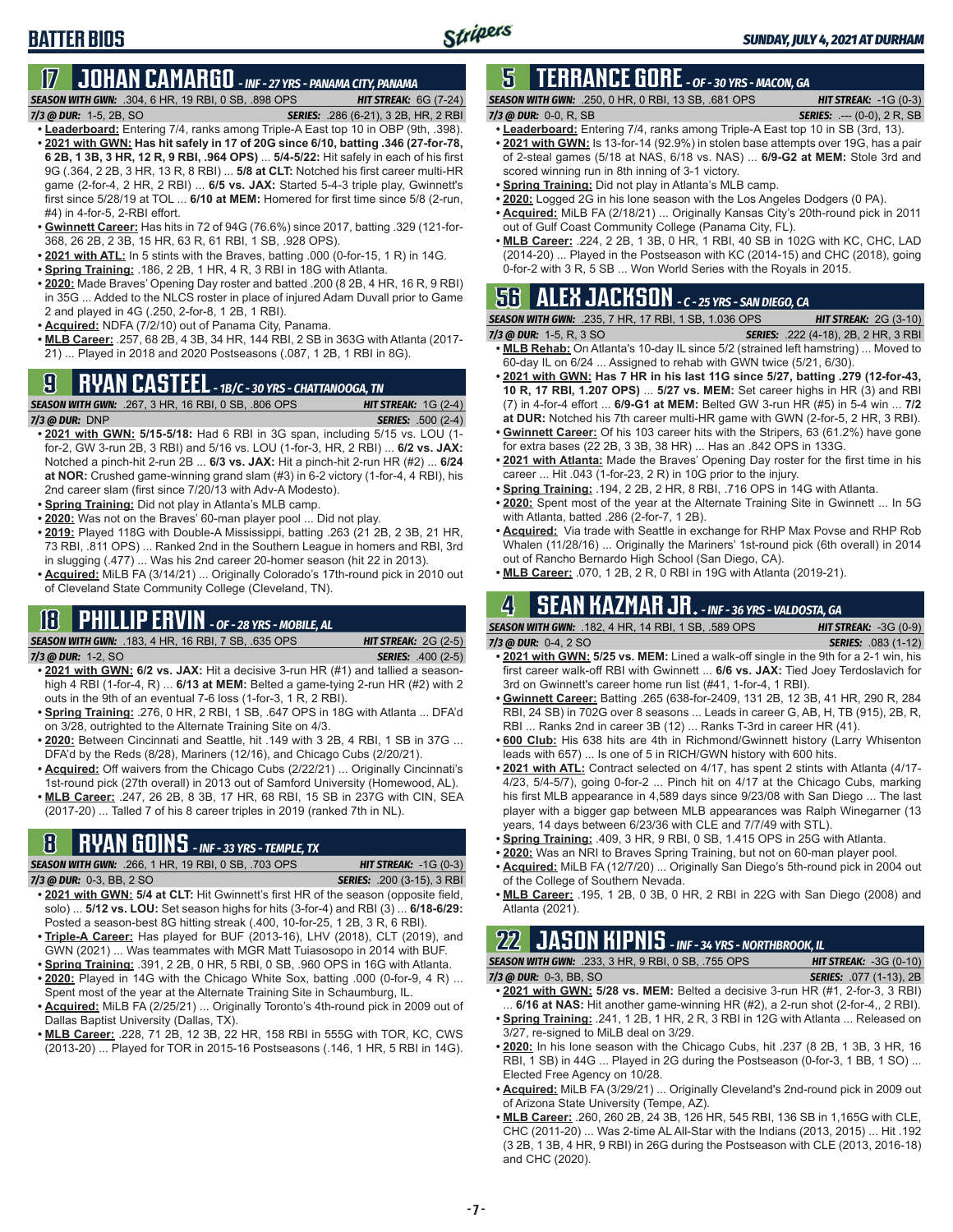# BATTER BIOS

## 17 JOHAN CAMARGO - INF - 27 YRS - PANAMA CITY, PANAMA

**SEASON WITH GWN:** .304, 6 HR, 19 RBI, 0 SB, .898 OPS **HIT STREAK:** 6G (7-24)
**7/3 @ DUR:** 1-5, 2B, SO **SERIES:** .286 (6-21), 3 2B, HR, 2 RBI

- **Leaderboard:** Entering 7/4, ranks among Triple-A East top 10 in OBP (9th, .398).
- **2021 with GWN: Has hit safely in 17 of 20G since 6/10, batting .346 (27-for-78, 6 2B, 1 3B, 3 HR, 12 R, 9 RBI, .964 OPS)** ... **5/4-5/22:** Hit safely in each of his first 9G (.364, 2 2B, 3 HR, 13 R, 8 RBI) ... **5/8 at CLT:** Notched his first career multi-HR game (2-for-4, 2 HR, 2 RBI) ... **6/5 vs. JAX:** Started 5-4-3 triple play, Gwinnett's first since 5/28/19 at TOL ... **6/10 at MEM:** Homered for first time since 5/8 (2-run, #4) in 4-for-5, 2-RBI effort.
- **Gwinnett Career:** Has hits in 72 of 94G (76.6%) since 2017, batting .329 (121-for-368, 26 2B, 2 3B, 15 HR, 63 R, 61 RBI, 1 SB, .928 OPS).
- **2021 with ATL:** In 5 stints with the Braves, batting .000 (0-for-15, 1 R) in 14G.
- **Spring Training:** .186, 2 2B, 1 HR, 4 R, 3 RBI in 18G with Atlanta.
- **2020:** Made Braves' Opening Day roster and batted .200 (8 2B, 4 HR, 16 R, 9 RBI) in 35G ... Added to the NLCS roster in place of injured Adam Duvall prior to Game 2 and played in 4G (.250, 2-for-8, 1 2B, 1 RBI).
- **Acquired:** NDFA (7/2/10) out of Panama City, Panama.
- **MLB Career:** .257, 68 2B, 4 3B, 34 HR, 144 RBI, 2 SB in 363G with Atlanta (2017-21) ... Played in 2018 and 2020 Postseasons (.087, 1 2B, 1 RBI in 8G).

## 9 RYAN CASTEEL - 1B/C - 30 YRS - CHATTANOOGA, TN

**SEASON WITH GWN:** .267, 3 HR, 16 RBI, 0 SB, .806 OPS **HIT STREAK:** 1G (2-4)
**7/3 @ DUR:** DNP **SERIES:** .500 (2-4)

- **2021 with GWN: 5/15-5/18:** Had 6 RBI in 3G span, including 5/15 vs. LOU (1-for-2, GW 3-run 2B, 3 RBI) and 5/16 vs. LOU (1-for-3, HR, 2 RBI) ... **6/2 vs. JAX:** Notched a pinch-hit 2-run 2B ... **6/3 vs. JAX:** Hit a pinch-hit 2-run HR (#2) ... **6/24 at NOR:** Crushed game-winning grand slam (#3) in 6-2 victory (1-for-4, 4 RBI), his 2nd career slam (first since 7/20/13 with Adv-A Modesto).
- **Spring Training:** Did not play in Atlanta's MLB camp.
- **2020:** Was not on the Braves' 60-man player pool ... Did not play.
- **2019:** Played 118G with Double-A Mississippi, batting .263 (21 2B, 2 3B, 21 HR, 73 RBI, .811 OPS) ... Ranked 2nd in the Southern League in homers and RBI, 3rd in slugging (.477) ... Was his 2nd career 20-homer season (hit 22 in 2013).
- **Acquired:** MiLB FA (3/14/21) ... Originally Colorado's 17th-round pick in 2010 out of Cleveland State Community College (Cleveland, TN).

## 18 PHILLIP ERVIN - OF - 28 YRS - MOBILE, AL

**SEASON WITH GWN:** .183, 4 HR, 16 RBI, 7 SB, .635 OPS **HIT STREAK:** 2G (2-5)
**7/3 @ DUR:** 1-2, SO **SERIES:** .400 (2-5)

- **2021 with GWN: 6/2 vs. JAX:** Hit a decisive 3-run HR (#1) and tallied a season-high 4 RBI (1-for-4, R) ... **6/13 at MEM:** Belted a game-tying 2-run HR (#2) with 2 outs in the 9th of an eventual 7-6 loss (1-for-3, 1 R, 2 RBI).
- **Spring Training:** .276, 0 HR, 2 RBI, 1 SB, .647 OPS in 18G with Atlanta ... DFA'd on 3/28, outrighted to the Alternate Training Site on 4/3.
- **2020:** Between Cincinnati and Seattle, hit .149 with 3 2B, 4 RBI, 1 SB in 37G ... DFA'd by the Reds (8/28), Mariners (12/16), and Chicago Cubs (2/20/21).
- **Acquired:** Off waivers from the Chicago Cubs (2/22/21) ... Originally Cincinnati's 1st-round pick (27th overall) in 2013 out of Samford University (Homewood, AL).
- **MLB Career:** .247, 26 2B, 8 3B, 17 HR, 68 RBI, 15 SB in 237G with CIN, SEA (2017-20) ... Talled 7 of his 8 career triples in 2019 (ranked 7th in NL).

## 8 RYAN GOINS - INF - 33 YRS - TEMPLE, TX

**SEASON WITH GWN:** .266, 1 HR, 19 RBI, 0 SB, .703 OPS **HIT STREAK:** -1G (0-3)
**7/3 @ DUR:** 0-3, BB, 2 SO **SERIES:** .200 (3-15), 3 RBI

- **2021 with GWN: 5/4 at CLT:** Hit Gwinnett's first HR of the season (opposite field, solo) ... **5/12 vs. LOU:** Set season highs for hits (3-for-4) and RBI (3) ... **6/18-6/29:** Posted a season-best 8G hitting streak (.400, 10-for-25, 1 2B, 3 R, 6 RBI).
- **Triple-A Career:** Has played for BUF (2013-16), LHV (2018), CLT (2019), and GWN (2021) ... Was teammates with MGR Matt Tuiasosopo in 2014 with BUF.
- **Spring Training:** .391, 2 2B, 0 HR, 5 RBI, 0 SB, .960 OPS in 16G with Atlanta.
- **2020:** Played in 14G with the Chicago White Sox, batting .000 (0-for-9, 4 R) ... Spent most of the year at the Alternate Training Site in Schaumburg, IL.
- **Acquired:** MiLB FA (2/25/21) ... Originally Toronto's 4th-round pick in 2009 out of Dallas Baptist University (Dallas, TX).
- **MLB Career:** .228, 71 2B, 12 3B, 22 HR, 158 RBI in 555G with TOR, KC, CWS (2013-20) ... Played for TOR in 2015-16 Postseasons (.146, 1 HR, 5 RBI in 14G).

## 5 TERRANCE GORE - OF - 30 YRS - MACON, GA

**SEASON WITH GWN:** .250, 0 HR, 0 RBI, 13 SB, .681 OPS **HIT STREAK:** -1G (0-3)
**7/3 @ DUR:** 0-0, R, SB **SERIES:** .--- (0-0), 2 R, SB

- **Leaderboard:** Entering 7/4, ranks among Triple-A East top 10 in SB (3rd, 13).
- **2021 with GWN:** Is 13-for-14 (92.9%) in stolen base attempts over 19G, has a pair of 2-steal games (5/18 at NAS, 6/18 vs. NAS) ... **6/9-G2 at MEM:** Stole 3rd and scored winning run in 8th inning of 3-1 victory.
- **Spring Training:** Did not play in Atlanta's MLB camp.
- **2020:** Logged 2G in his lone season with the Los Angeles Dodgers (0 PA).
- **Acquired:** MiLB FA (2/18/21) ... Originally Kansas City's 20th-round pick in 2011 out of Gulf Coast Community College (Panama City, FL).
- **MLB Career:** .224, 2 2B, 1 3B, 0 HR, 1 RBI, 40 SB in 102G with KC, CHC, LAD (2014-20) ... Played in the Postseason with KC (2014-15) and CHC (2018), going 0-for-2 with 3 R, 5 SB ... Won World Series with the Royals in 2015.

## 56 ALEX JACKSON - C - 25 YRS - SAN DIEGO, CA

**SEASON WITH GWN:** .235, 7 HR, 17 RBI, 1 SB, 1.036 OPS **HIT STREAK:** 2G (3-10)
**7/3 @ DUR:** 1-5, R, 3 SO **SERIES:** .222 (4-18), 2B, 2 HR, 3 RBI

- **MLB Rehab:** On Atlanta's 10-day IL since 5/2 (strained left hamstring) ... Moved to 60-day IL on 6/24 ... Assigned to rehab with GWN twice (5/21, 6/30).
- **2021 with GWN: Has 7 HR in his last 11G since 5/27, batting .279 (12-for-43, 10 R, 17 RBI, 1.207 OPS)** ... **5/27 vs. MEM:** Set career highs in HR (3) and RBI (7) in 4-for-4 effort ... **6/9-G1 at MEM:** Belted GW 3-run HR (#5) in 5-4 win ... **7/2 at DUR:** Notched his 7th career multi-HR game with GWN (2-for-5, 2 HR, 3 RBI).
- **Gwinnett Career:** Of his 103 career hits with the Stripers, 63 (61.2%) have gone for extra bases (22 2B, 3 3B, 38 HR) ... Has an .842 OPS in 133G.
- **2021 with Atlanta:** Made the Braves' Opening Day roster for the first time in his career ... Hit .043 (1-for-23, 2 R) in 10G prior to the injury.
- **Spring Training:** .194, 2 2B, 2 HR, 8 RBI, .716 OPS in 14G with Atlanta.
- **2020:** Spent most of the year at the Alternate Training Site in Gwinnett ... In 5G with Atlanta, batted .286 (2-for-7, 1 2B).
- **Acquired:** Via trade with Seattle in exchange for RHP Max Povse and RHP Rob Whalen (11/28/16) ... Originally the Mariners' 1st-round pick (6th overall) in 2014 out of Rancho Bernardo High School (San Diego, CA).
- **MLB Career:** .070, 1 2B, 2 R, 0 RBI in 19G with Atlanta (2019-21).

## 4 SEAN KAZMAR JR. - INF - 36 YRS - VALDOSTA, GA

**SEASON WITH GWN:** .182, 4 HR, 14 RBI, 1 SB, .589 OPS **HIT STREAK:** -3G (0-9)
**7/3 @ DUR:** 0-4, 2 SO **SERIES:** .083 (1-12)

- **2021 with GWN: 5/25 vs. MEM:** Lined a walk-off single in the 9th for a 2-1 win, his first career walk-off RBI with Gwinnett ... **6/6 vs. JAX:** Tied Joey Terdoslavich for 3rd on Gwinnett's career home run list (#41, 1-for-4, 1 RBI).
- **Gwinnett Career:** Batting .265 (638-for-2409, 131 2B, 12 3B, 41 HR, 290 R, 284 RBI, 24 SB) in 702G over 8 seasons ... Leads in career G, AB, H, TB (915), 2B, R, RBI ... Ranks 2nd in career 3B (12) ... Ranks T-3rd in career HR (41).
- **600 Club:** His 638 hits are 4th in Richmond/Gwinnett history (Larry Whisenton leads with 657) ... Is one of 5 in RICH/GWN history with 600 hits.
- **2021 with ATL:** Contract selected on 4/17, has spent 2 stints with Atlanta (4/17-4/23, 5/4-5/7), going 0-for-2 ... Pinch hit on 4/17 at the Chicago Cubs, marking his first MLB appearance in 4,589 days since 9/23/08 with San Diego ... The last player with a bigger gap between MLB appearances was Ralph Winegarner (13 years, 14 days between 6/23/36 with CLE and 7/7/49 with STL).
- **Spring Training:** .409, 3 HR, 9 RBI, 0 SB, 1.415 OPS in 25G with Atlanta.
- **2020:** Was an NRI to Braves Spring Training, but not on 60-man player pool.
- **Acquired:** MiLB FA (12/7/20) ... Originally San Diego's 5th-round pick in 2004 out of the College of Southern Nevada.
- **MLB Career:** .195, 1 2B, 0 3B, 0 HR, 2 RBI in 22G with San Diego (2008) and Atlanta (2021).

## 22 JASON KIPNIS - INF - 34 YRS - NORTHBROOK, IL

**SEASON WITH GWN:** .233, 3 HR, 9 RBI, 0 SB, .755 OPS **HIT STREAK:** -3G (0-10)
**7/3 @ DUR:** 0-3, BB, SO **SERIES:** .077 (1-13), 2B

- **2021 with GWN: 5/28 vs. MEM:** Belted a decisive 3-run HR (#1, 2-for-3, 3 RBI) ... **6/16 at NAS:** Hit another game-winning HR (#2), a 2-run shot (2-for-4,, 2 RBI).
- **Spring Training:** .241, 1 2B, 1 HR, 2 R, 3 RBI in 12G with Atlanta ... Released on 3/27, re-signed to MiLB deal on 3/29.
- **2020:** In his lone season with the Chicago Cubs, hit .237 (8 2B, 1 3B, 3 HR, 16 RBI, 1 SB) in 44G ... Played in 2G during the Postseason (0-for-3, 1 BB, 1 SO) ... Elected Free Agency on 10/28.
- **Acquired:** MiLB FA (3/29/21) ... Originally Cleveland's 2nd-round pick in 2009 out of Arizona State University (Tempe, AZ).
- **MLB Career:** .260, 260 2B, 24 3B, 126 HR, 545 RBI, 136 SB in 1,165G with CLE, CHC (2011-20) ... Was 2-time AL All-Star with the Indians (2013, 2015) ... Hit .192 (3 2B, 1 3B, 4 HR, 9 RBI) in 26G during the Postseason with CLE (2013, 2016-18) and CHC (2020).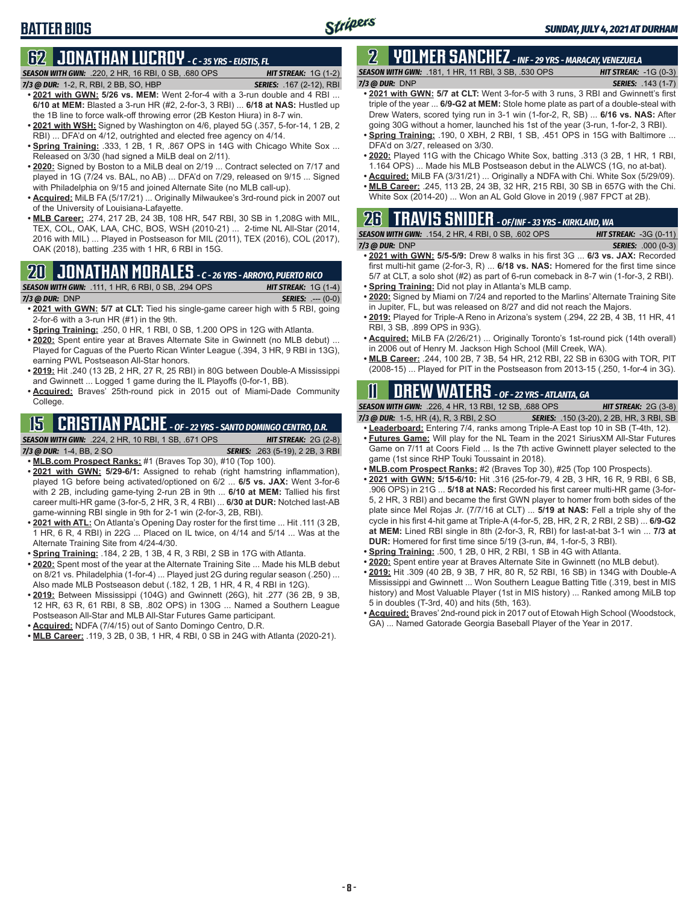# BATTER BIOS

## 62 JONATHAN LUCROY - C - 35 YRS - EUSTIS, FL

**SEASON WITH GWN:** .220, 2 HR, 16 RBI, 0 SB, .680 OPS | **HIT STREAK:** 1G (1-2)
**7/3 @ DUR:** 1-2, R, RBI, 2 BB, SO, HBP | **SERIES:** .167 (2-12), RBI

- **2021 with GWN: 5/26 vs. MEM:** Went 2-for-4 with a 3-run double and 4 RBI ... **6/10 at MEM:** Blasted a 3-run HR (#2, 2-for-3, 3 RBI) ... **6/18 at NAS:** Hustled up the 1B line to force walk-off throwing error (2B Keston Hiura) in 8-7 win.
- **2021 with WSH:** Signed by Washington on 4/6, played 5G (.357, 5-for-14, 1 2B, 2 RBI) ... DFA'd on 4/12, outrighted and elected free agency on 4/14.
- **Spring Training:** .333, 1 2B, 1 R, .867 OPS in 14G with Chicago White Sox ... Released on 3/30 (had signed a MiLB deal on 2/11).
- **2020:** Signed by Boston to a MiLB deal on 2/19 ... Contract selected on 7/17 and played in 1G (7/24 vs. BAL, no AB) ... DFA'd on 7/29, released on 9/15 ... Signed with Philadelphia on 9/15 and joined Alternate Site (no MLB call-up).
- **Acquired:** MiLB FA (5/17/21) ... Originally Milwaukee's 3rd-round pick in 2007 out of the University of Louisiana-Lafayette.
- **MLB Career:** .274, 217 2B, 24 3B, 108 HR, 547 RBI, 30 SB in 1,208G with MIL, TEX, COL, OAK, LAA, CHC, BOS, WSH (2010-21) ... 2-time NL All-Star (2014, 2016 with MIL) ... Played in Postseason for MIL (2011), TEX (2016), COL (2017), OAK (2018), batting .235 with 1 HR, 6 RBI in 15G.

## 20 JONATHAN MORALES - C - 26 YRS - ARROYO, PUERTO RICO

**SEASON WITH GWN:** .111, 1 HR, 6 RBI, 0 SB, .294 OPS | **HIT STREAK:** 1G (1-4)
**7/3 @ DUR:** DNP | **SERIES:** .--- (0-0)

- **2021 with GWN: 5/7 at CLT:** Tied his single-game career high with 5 RBI, going 2-for-6 with a 3-run HR (#1) in the 9th.
- **Spring Training:** .250, 0 HR, 1 RBI, 0 SB, 1.200 OPS in 12G with Atlanta.
- **2020:** Spent entire year at Braves Alternate Site in Gwinnett (no MLB debut) ... Played for Caguas of the Puerto Rican Winter League (.394, 3 HR, 9 RBI in 13G), earning PWL Postseason All-Star honors.
- **2019:** Hit .240 (13 2B, 2 HR, 27 R, 25 RBI) in 80G between Double-A Mississippi and Gwinnett ... Logged 1 game during the IL Playoffs (0-for-1, BB).
- **Acquired:** Braves' 25th-round pick in 2015 out of Miami-Dade Community College.

## 15 CRISTIAN PACHE - OF - 22 YRS - SANTO DOMINGO CENTRO, D.R.

**SEASON WITH GWN:** .224, 2 HR, 10 RBI, 1 SB, .671 OPS | **HIT STREAK:** 2G (2-8)
**7/3 @ DUR:** 1-4, BB, 2 SO | **SERIES:** .263 (5-19), 2 2B, 3 RBI

- **MLB.com Prospect Ranks:** #1 (Braves Top 30), #10 (Top 100).
- **2021 with GWN: 5/29-6/1:** Assigned to rehab (right hamstring inflammation), played 1G before being activated/optioned on 6/2 ... **6/5 vs. JAX:** Went 3-for-6 with 2 2B, including game-tying 2-run 2B in 9th ... **6/10 at MEM:** Tallied his first career multi-HR game (3-for-5, 2 HR, 3 R, 4 RBI) ... **6/30 at DUR:** Notched last-AB game-winning RBI single in 9th for 2-1 win (2-for-3, 2B, RBI).
- **2021 with ATL:** On Atlanta's Opening Day roster for the first time ... Hit .111 (3 2B, 1 HR, 6 R, 4 RBI) in 22G ... Placed on IL twice, on 4/14 and 5/14 ... Was at the Alternate Training Site from 4/24-4/30.
- **Spring Training:** .184, 2 2B, 1 3B, 4 R, 3 RBI, 2 SB in 17G with Atlanta.
- **2020:** Spent most of the year at the Alternate Training Site ... Made his MLB debut on 8/21 vs. Philadelphia (1-for-4) ... Played just 2G during regular season (.250) ... Also made MLB Postseason debut (.182, 1 2B, 1 HR, 4 R, 4 RBI in 12G).
- **2019:** Between Mississippi (104G) and Gwinnett (26G), hit .277 (36 2B, 9 3B, 12 HR, 63 R, 61 RBI, 8 SB, .802 OPS) in 130G ... Named a Southern League Postseason All-Star and MLB All-Star Futures Game participant.
- **Acquired:** NDFA (7/4/15) out of Santo Domingo Centro, D.R.
- **MLB Career:** .119, 3 2B, 0 3B, 1 HR, 4 RBI, 0 SB in 24G with Atlanta (2020-21).

## 2 YOLMER SANCHEZ - INF - 29 YRS - MARACAY, VENEZUELA

**SEASON WITH GWN:** .181, 1 HR, 11 RBI, 3 SB, .530 OPS | **HIT STREAK:** -1G (0-3)
**7/3 @ DUR:** DNP | **SERIES:** .143 (1-7)

- **2021 with GWN: 5/7 at CLT:** Went 3-for-5 with 3 runs, 3 RBI and Gwinnett's first triple of the year ... **6/9-G2 at MEM:** Stole home plate as part of a double-steal with Drew Waters, scored tying run in 3-1 win (1-for-2, R, SB) ... **6/16 vs. NAS:** After going 30G without a homer, launched his 1st of the year (3-run, 1-for-2, 3 RBI).
- **Spring Training:** .190, 0 XBH, 2 RBI, 1 SB, .451 OPS in 15G with Baltimore ... DFA'd on 3/27, released on 3/30.
- **2020:** Played 11G with the Chicago White Sox, batting .313 (3 2B, 1 HR, 1 RBI, 1.164 OPS) ... Made his MLB Postseason debut in the ALWCS (1G, no at-bat).
- **Acquired:** MiLB FA (3/31/21) ... Originally a NDFA with Chi. White Sox (5/29/09).
- **MLB Career:** .245, 113 2B, 24 3B, 32 HR, 215 RBI, 30 SB in 657G with the Chi. White Sox (2014-20) ... Won an AL Gold Glove in 2019 (.987 FPCT at 2B).

## 26 TRAVIS SNIDER - OF/INF - 33 YRS - KIRKLAND, WA

**SEASON WITH GWN:** .154, 2 HR, 4 RBI, 0 SB, .602 OPS | **HIT STREAK:** -3G (0-11)
**7/3 @ DUR:** DNP | **SERIES:** .000 (0-3)

- **2021 with GWN: 5/5-5/9:** Drew 8 walks in his first 3G ... **6/3 vs. JAX:** Recorded first multi-hit game (2-for-3, R) ... **6/18 vs. NAS:** Homered for the first time since 5/7 at CLT, a solo shot (#2) as part of 6-run comeback in 8-7 win (1-for-3, 2 RBI).
- **Spring Training:** Did not play in Atlanta's MLB camp.
- **2020:** Signed by Miami on 7/24 and reported to the Marlins' Alternate Training Site in Jupiter, FL, but was released on 8/27 and did not reach the Majors.
- **2019:** Played for Triple-A Reno in Arizona's system (.294, 22 2B, 4 3B, 11 HR, 41 RBI, 3 SB, .899 OPS in 93G).
- **Acquired:** MiLB FA (2/26/21) ... Originally Toronto's 1st-round pick (14th overall) in 2006 out of Henry M. Jackson High School (Mill Creek, WA).
- **MLB Career:** .244, 100 2B, 7 3B, 54 HR, 212 RBI, 22 SB in 630G with TOR, PIT (2008-15) ... Played for PIT in the Postseason from 2013-15 (.250, 1-for-4 in 3G).

## 11 DREW WATERS - OF - 22 YRS - ATLANTA, GA

**SEASON WITH GWN:** .226, 4 HR, 13 RBI, 12 SB, .688 OPS | **HIT STREAK:** 2G (3-8)
**7/3 @ DUR:** 1-5, HR (4), R, 3 RBI, 2 SO | **SERIES:** .150 (3-20), 2 2B, HR, 3 RBI, SB

- **Leaderboard:** Entering 7/4, ranks among Triple-A East top 10 in SB (T-4th, 12).
- **Futures Game:** Will play for the NL Team in the 2021 SiriusXM All-Star Futures Game on 7/11 at Coors Field ... Is the 7th active Gwinnett player selected to the game (1st since RHP Touki Toussaint in 2018).
- **MLB.com Prospect Ranks:** #2 (Braves Top 30), #25 (Top 100 Prospects).
- **2021 with GWN: 5/15-6/10:** Hit .316 (25-for-79, 4 2B, 3 HR, 16 R, 9 RBI, 6 SB, .906 OPS) in 21G ... **5/18 at NAS:** Recorded his first career multi-HR game (3-for-5, 2 HR, 3 RBI) and became the first GWN player to homer from both sides of the plate since Mel Rojas Jr. (7/7/16 at CLT) ... **5/19 at NAS:** Fell a triple shy of the cycle in his first 4-hit game at Triple-A (4-for-5, 2B, HR, 2 R, 2 RBI, 2 SB) ... **6/9-G2 at MEM:** Lined RBI single in 8th (2-for-3, R, RBI) for last-at-bat 3-1 win ... **7/3 at DUR:** Homered for first time since 5/19 (3-run, #4, 1-for-5, 3 RBI).
- **Spring Training:** .500, 1 2B, 0 HR, 2 RBI, 1 SB in 4G with Atlanta.
- **2020:** Spent entire year at Braves Alternate Site in Gwinnett (no MLB debut).
- **2019:** Hit .309 (40 2B, 9 3B, 7 HR, 80 R, 52 RBI, 16 SB) in 134G with Double-A Mississippi and Gwinnett ... Won Southern League Batting Title (.319, best in MIS history) and Most Valuable Player (1st in MIS history) ... Ranked among MiLB top 5 in doubles (T-3rd, 40) and hits (5th, 163).
- **Acquired:** Braves' 2nd-round pick in 2017 out of Etowah High School (Woodstock, GA) ... Named Gatorade Georgia Baseball Player of the Year in 2017.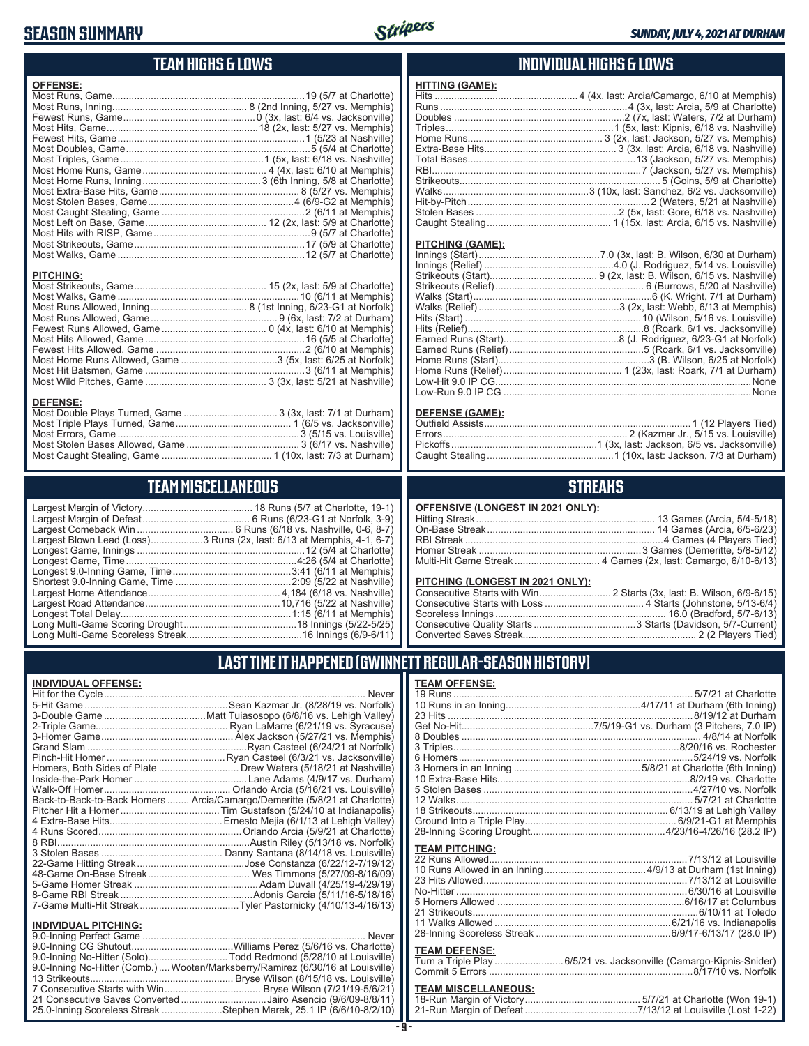# SEASON SUMMARY

SUNDAY, JULY 4, 2021 AT DURHAM

## TEAM HIGHS & LOWS

**OFFENSE:**

| | |
|---|---|
| Most Runs, Game | 19 (5/7 at Charlotte) |
| Most Runs, Inning | 8 (2nd Inning, 5/27 vs. Memphis) |
| Fewest Runs, Game | 0 (3x, last: 6/4 vs. Jacksonville) |
| Most Hits, Game | 18 (2x, last: 5/27 vs. Memphis) |
| Fewest Hits, Game | 1 (5/23 at Nashville) |
| Most Doubles, Game | 5 (5/4 at Charlotte) |
| Most Triples, Game | 1 (5x, last: 6/18 vs. Nashville) |
| Most Home Runs, Game | 4 (4x, last: 6/10 at Memphis) |
| Most Home Runs, Inning | 3 (6th Inning, 5/8 at Charlotte) |
| Most Extra-Base Hits, Game | 8 (5/27 vs. Memphis) |
| Most Stolen Bases, Game | 4 (6/9-G2 at Memphis) |
| Most Caught Stealing, Game | 2 (6/11 at Memphis) |
| Most Left on Base, Game | 12 (2x, last: 5/9 at Charlotte) |
| Most Hits with RISP, Game | 9 (5/7 at Charlotte) |
| Most Strikeouts, Game | 17 (5/9 at Charlotte) |
| Most Walks, Game | 12 (5/7 at Charlotte) |

**PITCHING:**

| | |
|---|---|
| Most Strikeouts, Game | 15 (2x, last: 5/9 at Charlotte) |
| Most Walks, Game | 10 (6/11 at Memphis) |
| Most Runs Allowed, Inning | 8 (1st Inning, 6/23-G1 at Norfolk) |
| Most Runs Allowed, Game | 9 (6x, last: 7/2 at Durham) |
| Fewest Runs Allowed, Game | 0 (4x, last: 6/10 at Memphis) |
| Most Hits Allowed, Game | 16 (5/5 at Charlotte) |
| Fewest Hits Allowed, Game | 2 (6/10 at Memphis) |
| Most Home Runs Allowed, Game | 3 (5x, last: 6/25 at Norfolk) |
| Most Hit Batsmen, Game | 3 (6/11 at Memphis) |
| Most Wild Pitches, Game | 3 (3x, last: 5/21 at Nashville) |

**DEFENSE:**

| | |
|---|---|
| Most Double Plays Turned, Game | 3 (3x, last: 7/1 at Durham) |
| Most Triple Plays Turned, Game | 1 (6/5 vs. Jacksonville) |
| Most Errors, Game | 3 (5/15 vs. Louisville) |
| Most Stolen Bases Allowed, Game | 3 (6/17 vs. Nashville) |
| Most Caught Stealing, Game | 1 (10x, last: 7/3 at Durham) |

## INDIVIDUAL HIGHS & LOWS

**HITTING (GAME):**

| | |
|---|---|
| Hits | 4 (4x, last: Arcia/Camargo, 6/10 at Memphis) |
| Runs | 4 (3x, last: Arcia, 5/9 at Charlotte) |
| Doubles | 2 (7x, last: Waters, 7/2 at Durham) |
| Triples | 1 (5x, last: Kipnis, 6/18 vs. Nashville) |
| Home Runs | 3 (2x, last: Jackson, 5/27 vs. Memphis) |
| Extra-Base Hits | 3 (3x, last: Arcia, 6/18 vs. Nashville) |
| Total Bases | 13 (Jackson, 5/27 vs. Memphis) |
| RBI | 7 (Jackson, 5/27 vs. Memphis) |
| Strikeouts | 5 (Goins, 5/9 at Charlotte) |
| Walks | 3 (10x, last: Sanchez, 6/2 vs. Jacksonville) |
| Hit-by-Pitch | 2 (Waters, 5/21 at Nashville) |
| Stolen Bases | 2 (5x, last: Gore, 6/18 vs. Nashville) |
| Caught Stealing | 1 (15x, last: Arcia, 6/15 vs. Nashville) |

**PITCHING (GAME):**

| | |
|---|---|
| Innings (Start) | 7.0 (3x, last: B. Wilson, 6/30 at Durham) |
| Innings (Relief) | 4.0 (J. Rodriguez, 5/14 vs. Louisville) |
| Strikeouts (Start) | 9 (2x, last: B. Wilson, 6/15 vs. Nashville) |
| Strikeouts (Relief) | 6 (Burrows, 5/20 at Nashville) |
| Walks (Start) | 6 (K. Wright, 7/1 at Durham) |
| Walks (Relief) | 3 (2x, last: Webb, 6/13 at Memphis) |
| Hits (Start) | 10 (Wilson, 5/16 vs. Louisville) |
| Hits (Relief) | 8 (Roark, 6/1 vs. Jacksonville) |
| Earned Runs (Start) | 8 (J. Rodriguez, 6/23-G1 at Norfolk) |
| Earned Runs (Relief) | 5 (Roark, 6/1 vs. Jacksonville) |
| Home Runs (Start) | 3 (B. Wilson, 6/25 at Norfolk) |
| Home Runs (Relief) | 1 (23x, last: Roark, 7/1 at Durham) |
| Low-Hit 9.0 IP CG | None |
| Low-Run 9.0 IP CG | None |

**DEFENSE (GAME):**

| | |
|---|---|
| Outfield Assists | 1 (12 Players Tied) |
| Errors | 2 (Kazmar Jr., 5/15 vs. Louisville) |
| Pickoffs | 1 (3x, last: Jackson, 6/5 vs. Jacksonville) |
| Caught Stealing | 1 (10x, last: Jackson, 7/3 at Durham) |

## TEAM MISCELLANEOUS

| | |
|---|---|
| Largest Margin of Victory | 18 Runs (5/7 at Charlotte, 19-1) |
| Largest Margin of Defeat | 6 Runs (6/23-G1 at Norfolk, 3-9) |
| Largest Comeback Win | 6 Runs (6/18 vs. Nashville, 0-6, 8-7) |
| Largest Blown Lead (Loss) | 3 Runs (2x, last: 6/13 at Memphis, 4-1, 6-7) |
| Longest Game, Innings | 12 (5/4 at Charlotte) |
| Longest Game, Time | 4:26 (5/4 at Charlotte) |
| Longest 9.0-Inning Game, Time | 3:41 (6/11 at Memphis) |
| Shortest 9.0-Inning Game, Time | 2:09 (5/22 at Nashville) |
| Largest Home Attendance | 4,184 (6/18 vs. Nashville) |
| Largest Road Attendance | 10,716 (5/22 at Nashville) |
| Longest Total Delay | 1:15 (6/11 at Memphis) |
| Long Multi-Game Scoring Drought | 18 Innings (5/22-5/25) |
| Long Multi-Game Scoreless Streak | 16 Innings (6/9-6/11) |

## STREAKS

**OFFENSIVE (LONGEST IN 2021 ONLY):**

| | |
|---|---|
| Hitting Streak | 13 Games (Arcia, 5/4-5/18) |
| On-Base Streak | 14 Games (Arcia, 6/5-6/23) |
| RBI Streak | 4 Games (4 Players Tied) |
| Homer Streak | 3 Games (Demeritte, 5/8-5/12) |
| Multi-Hit Game Streak | 4 Games (2x, last: Camargo, 6/10-6/13) |

**PITCHING (LONGEST IN 2021 ONLY):**

| | |
|---|---|
| Consecutive Starts with Win | 2 Starts (3x, last: B. Wilson, 6/9-6/15) |
| Consecutive Starts with Loss | 4 Starts (Johnstone, 5/13-6/4) |
| Scoreless Innings | 16.0 (Bradford, 5/7-6/13) |
| Consecutive Quality Starts | 3 Starts (Davidson, 5/7-Current) |
| Converted Saves Streak | 2 (2 Players Tied) |

## LAST TIME IT HAPPENED (GWINNETT REGULAR-SEASON HISTORY)

**INDIVIDUAL OFFENSE:**

| | |
|---|---|
| Hit for the Cycle | Never |
| 5-Hit Game | Sean Kazmar Jr. (8/28/19 vs. Norfolk) |
| 3-Double Game | Matt Tuiasosopo (6/8/16 vs. Lehigh Valley) |
| 2-Triple Game | Ryan LaMarre (6/21/19 vs. Syracuse) |
| 3-Homer Game | Alex Jackson (5/27/21 vs. Memphis) |
| Grand Slam | Ryan Casteel (6/24/21 at Norfolk) |
| Pinch-Hit Homer | Ryan Casteel (6/3/21 vs. Jacksonville) |
| Homers, Both Sides of Plate | Drew Waters (5/18/21 at Nashville) |
| Inside-the-Park Homer | Lane Adams (4/9/17 vs. Durham) |
| Walk-Off Homer | Orlando Arcia (5/16/21 vs. Louisville) |
| Back-to-Back-to-Back Homers | Arcia/Camargo/Demeritte (5/8/21 at Charlotte) |
| Pitcher Hit a Homer | Tim Gustafson (5/24/10 at Indianapolis) |
| 4 Extra-Base Hits | Ernesto Mejia (6/1/13 at Lehigh Valley) |
| 4 Runs Scored | Orlando Arcia (5/9/21 at Charlotte) |
| 8 RBI | Austin Riley (5/13/18 vs. Norfolk) |
| 3 Stolen Bases | Danny Santana (8/14/18 vs. Louisville) |
| 22-Game Hitting Streak | Jose Constanza (6/22/12-7/19/12) |
| 48-Game On-Base Streak | Wes Timmons (5/27/09-8/16/09) |
| 5-Game Homer Streak | Adam Duvall (4/25/19-4/29/19) |
| 8-Game RBI Streak | Adonis Garcia (5/11/16-5/18/16) |
| 7-Game Multi-Hit Streak | Tyler Pastornicky (4/10/13-4/16/13) |

**INDIVIDUAL PITCHING:**

| | |
|---|---|
| 9.0-Inning Perfect Game | Never |
| 9.0-Inning CG Shutout | Williams Perez (5/6/16 vs. Charlotte) |
| 9.0-Inning No-Hitter (Solo) | Todd Redmond (5/28/10 at Louisville) |
| 9.0-Inning No-Hitter (Comb.) | Wooten/Marksberry/Ramirez (6/30/16 at Louisville) |
| 13 Strikeouts | Bryse Wilson (8/15/18 vs. Louisville) |
| 7 Consecutive Starts with Win | Bryse Wilson (7/21/19-5/6/21) |
| 21 Consecutive Saves Converted | Jairo Asencio (9/6/09-8/8/11) |
| 25.0-Inning Scoreless Streak | Stephen Marek, 25.1 IP (6/6/10-8/2/10) |

**TEAM OFFENSE:**

| | |
|---|---|
| 19 Runs | 5/7/21 at Charlotte |
| 10 Runs in an Inning | 4/17/11 at Durham (6th Inning) |
| 23 Hits | 8/19/12 at Durham |
| Get No-Hit | 7/5/19-G1 vs. Durham (3 Pitchers, 7.0 IP) |
| 8 Doubles | 4/8/14 at Norfolk |
| 3 Triples | 8/20/16 vs. Rochester |
| 6 Homers | 5/24/19 vs. Norfolk |
| 3 Homers in an Inning | 5/8/21 at Charlotte (6th Inning) |
| 10 Extra-Base Hits | 8/2/19 vs. Charlotte |
| 5 Stolen Bases | 4/27/10 vs. Norfolk |
| 12 Walks | 5/7/21 at Charlotte |
| 18 Strikeouts | 6/13/19 at Lehigh Valley |
| Ground Into a Triple Play | 6/9/21-G1 at Memphis |
| 28-Inning Scoring Drought | 4/23/16-4/26/16 (28.2 IP) |

**TEAM PITCHING:**

| | |
|---|---|
| 22 Runs Allowed | 7/13/12 at Louisville |
| 10 Runs Allowed in an Inning | 4/9/13 at Durham (1st Inning) |
| 23 Hits Allowed | 7/13/12 at Louisville |
| No-Hitter | 6/30/16 at Louisville |
| 5 Homers Allowed | 6/16/17 at Columbus |
| 21 Strikeouts | 6/10/11 at Toledo |
| 11 Walks Allowed | 6/21/16 vs. Indianapolis |
| 28-Inning Scoreless Streak | 6/9/17-6/13/17 (28.0 IP) |

**TEAM DEFENSE:**

| | |
|---|---|
| Turn a Triple Play | 6/5/21 vs. Jacksonville (Camargo-Kipnis-Snider) |
| Commit 5 Errors | 8/17/10 vs. Norfolk |

**TEAM MISCELLANEOUS:**

| | |
|---|---|
| 18-Run Margin of Victory | 5/7/21 at Charlotte (Won 19-1) |
| 21-Run Margin of Defeat | 7/13/12 at Louisville (Lost 1-22) |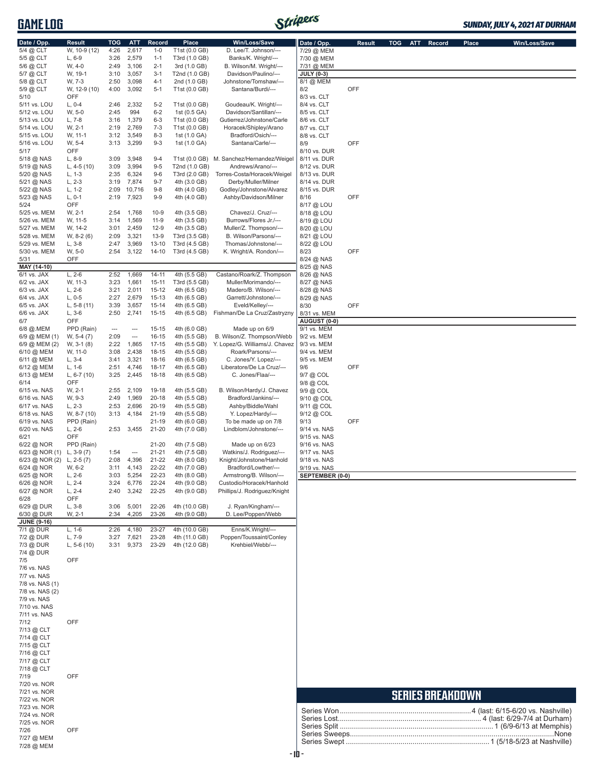# GAME LOG

| Date / Opp. | Result | TOG | ATT | Record | Place | Win/Loss/Save |
|---|---|---|---|---|---|---|
| 5/4 @ CLT | W, 10-9 (12) | 4:26 | 2,617 | 1-0 | T1st (0.0 GB) | D. Lee/T. Johnson/--- |
| 5/5 @ CLT | L, 6-9 | 3:26 | 2,579 | 1-1 | T3rd (1.0 GB) | Banks/K. Wright/--- |
| 5/6 @ CLT | W, 4-0 | 2:49 | 3,106 | 2-1 | 3rd (1.0 GB) | B. Wilson/M. Wright/--- |
| 5/7 @ CLT | W, 19-1 | 3:10 | 3,057 | 3-1 | T2nd (1.0 GB) | Davidson/Paulino/--- |
| 5/8 @ CLT | W, 7-3 | 2:50 | 3,098 | 4-1 | 2nd (1.0 GB) | Johnstone/Tomshaw/--- |
| 5/9 @ CLT | W, 12-9 (10) | 4:00 | 3,092 | 5-1 | T1st (0.0 GB) | Santana/Burdi/--- |
| 5/10 | OFF | | | | | |
| 5/11 vs. LOU | L, 0-4 | 2:46 | 2,332 | 5-2 | T1st (0.0 GB) | Goudeau/K. Wright/--- |
| 5/12 vs. LOU | W, 5-0 | 2:45 | 994 | 6-2 | 1st (0.5 GA) | Davidson/Santillan/--- |
| 5/13 vs. LOU | L, 7-8 | 3:16 | 1,379 | 6-3 | T1st (0.0 GB) | Gutierrez/Johnstone/Carle |
| 5/14 vs. LOU | W, 2-1 | 2:19 | 2,769 | 7-3 | T1st (0.0 GB) | Horacek/Shipley/Arano |
| 5/15 vs. LOU | W, 11-1 | 3:12 | 3,549 | 8-3 | 1st (1.0 GA) | Bradford/Osich/--- |
| 5/16 vs. LOU | W, 5-4 | 3:13 | 3,299 | 9-3 | 1st (1.0 GA) | Santana/Carle/--- |
| 5/17 | OFF | | | | | |
| 5/18 @ NAS | L, 8-9 | 3:09 | 3,948 | 9-4 | T1st (0.0 GB) | M. Sanchez/Hernandez/Weigel |
| 5/19 @ NAS | L, 4-5 (10) | 3:09 | 3,994 | 9-5 | T2nd (1.0 GB) | Andrews/Arano/--- |
| 5/20 @ NAS | L, 1-3 | 2:35 | 6,324 | 9-6 | T3rd (2.0 GB) | Torres-Costa/Horacek/Weigel |
| 5/21 @ NAS | L, 2-3 | 3:19 | 7,874 | 9-7 | 4th (3.0 GB) | Derby/Muller/Milner |
| 5/22 @ NAS | L, 1-2 | 2:09 | 10,716 | 9-8 | 4th (4.0 GB) | Godley/Johnstone/Alvarez |
| 5/23 @ NAS | L, 0-1 | 2:19 | 7,923 | 9-9 | 4th (4.0 GB) | Ashby/Davidson/Milner |
| 5/24 | OFF | | | | | |
| 5/25 vs. MEM | W, 2-1 | 2:54 | 1,768 | 10-9 | 4th (3.5 GB) | Chavez/J. Cruz/--- |
| 5/26 vs. MEM | W, 11-5 | 3:14 | 1,569 | 11-9 | 4th (3.5 GB) | Burrows/Flores Jr./--- |
| 5/27 vs. MEM | W, 14-2 | 3:01 | 2,459 | 12-9 | 4th (3.5 GB) | Muller/Z. Thompson/--- |
| 5/28 vs. MEM | W, 8-2 (6) | 2:09 | 3,321 | 13-9 | T3rd (3.5 GB) | B. Wilson/Parsons/--- |
| 5/29 vs. MEM | L, 3-8 | 2:47 | 3,969 | 13-10 | T3rd (4.5 GB) | Thomas/Johnstone/--- |
| 5/30 vs. MEM | W, 5-0 | 2:54 | 3,122 | 14-10 | T3rd (4.5 GB) | K. Wright/A. Rondon/--- |
| 5/31 | OFF | | | | | |
| **MAY (14-10)** | | | | | | |
| 6/1 vs. JAX | L, 2-6 | 2:52 | 1,669 | 14-11 | 4th (5.5 GB) | Castano/Roark/Z. Thompson |
| 6/2 vs. JAX | W, 11-3 | 3:23 | 1,661 | 15-11 | T3rd (5.5 GB) | Muller/Morimando/--- |
| 6/3 vs. JAX | L, 2-6 | 3:21 | 2,011 | 15-12 | 4th (6.5 GB) | Madero/B. Wilson/--- |
| 6/4 vs. JAX | L, 0-5 | 2:27 | 2,679 | 15-13 | 4th (6.5 GB) | Garrett/Johnstone/--- |
| 6/5 vs. JAX | L, 5-8 (11) | 3:39 | 3,657 | 15-14 | 4th (6.5 GB) | Eveld/Kelley/--- |
| 6/6 vs. JAX | L, 3-6 | 2:50 | 2,741 | 15-15 | 4th (6.5 GB) | Fishman/De La Cruz/Zastryzny |
| 6/7 | OFF | | | | | |
| 6/8 @ MEM | PPD (Rain) | --- | --- | 15-15 | 4th (6.0 GB) | Made up on 6/9 |
| 6/9 @ MEM (1) | W, 5-4 (7) | 2:09 | --- | 16-15 | 4th (5.5 GB) | B. Wilson/Z. Thompson/Webb |
| 6/9 @ MEM (2) | W, 3-1 (8) | 2:22 | 1,865 | 17-15 | 4th (5.5 GB) | Y. Lopez/G. Williams/J. Chavez |
| 6/10 @ MEM | W, 11-0 | 3:08 | 2,438 | 18-15 | 4th (5.5 GB) | Roark/Parsons/--- |
| 6/11 @ MEM | L, 3-4 | 3:41 | 3,321 | 18-16 | 4th (6.5 GB) | C. Jones/Y. Lopez/--- |
| 6/12 @ MEM | L, 1-6 | 2:51 | 4,746 | 18-17 | 4th (6.5 GB) | Liberatore/De La Cruz/--- |
| 6/13 @ MEM | L, 6-7 (10) | 3:25 | 2,445 | 18-18 | 4th (6.5 GB) | C. Jones/Flaa/--- |
| 6/14 | OFF | | | | | |
| 6/15 vs. NAS | W, 2-1 | 2:55 | 2,109 | 19-18 | 4th (5.5 GB) | B. Wilson/Hardy/J. Chavez |
| 6/16 vs. NAS | W, 9-3 | 2:49 | 1,969 | 20-18 | 4th (5.5 GB) | Bradford/Jankins/--- |
| 6/17 vs. NAS | L, 2-3 | 2:53 | 2,696 | 20-19 | 4th (5.5 GB) | Ashby/Biddle/Wahl |
| 6/18 vs. NAS | W, 8-7 (10) | 3:13 | 4,184 | 21-19 | 4th (5.5 GB) | Y. Lopez/Hardy/--- |
| 6/19 vs. NAS | PPD (Rain) | | | 21-19 | 4th (6.0 GB) | To be made up on 7/8 |
| 6/20 vs. NAS | L, 2-6 | 2:53 | 3,455 | 21-20 | 4th (7.0 GB) | Lindblom/Johnstone/--- |
| 6/21 | OFF | | | | | |
| 6/22 @ NOR | PPD (Rain) | | | 21-20 | 4th (7.5 GB) | Made up on 6/23 |
| 6/23 @ NOR (1) | L, 3-9 (7) | 1:54 | --- | 21-21 | 4th (7.5 GB) | Watkins/J. Rodriguez/--- |
| 6/23 @ NOR (2) | L, 2-5 (7) | 2:08 | 4,396 | 21-22 | 4th (8.0 GB) | Knight/Johnstone/Hanhold |
| 6/24 @ NOR | W, 6-2 | 3:11 | 4,143 | 22-22 | 4th (7.0 GB) | Bradford/Lowther/--- |
| 6/25 @ NOR | L, 2-6 | 3:03 | 5,254 | 22-23 | 4th (8.0 GB) | Armstrong/B. Wilson/--- |
| 6/26 @ NOR | L, 2-4 | 3:24 | 6,776 | 22-24 | 4th (9.0 GB) | Custodio/Horacek/Hanhold |
| 6/27 @ NOR | L, 2-4 | 2:40 | 3,242 | 22-25 | 4th (9.0 GB) | Phillips/J. Rodriguez/Knight |
| 6/28 | OFF | | | | | |
| 6/29 @ DUR | L, 3-8 | 3:06 | 5,001 | 22-26 | 4th (10.0 GB) | J. Ryan/Kingham/--- |
| 6/30 @ DUR | W, 2-1 | 2:34 | 4,205 | 23-26 | 4th (9.0 GB) | D. Lee/Poppen/Webb |
| **JUNE (9-16)** | | | | | | |
| 7/1 @ DUR | L, 1-6 | 2:26 | 4,180 | 23-27 | 4th (10.0 GB) | Enns/K.Wright/--- |
| 7/2 @ DUR | L, 7-9 | 3:27 | 7,621 | 23-28 | 4th (11.0 GB) | Poppen/Toussaint/Conley |
| 7/3 @ DUR | L, 5-6 (10) | 3:31 | 9,373 | 23-29 | 4th (12.0 GB) | Krehbiel/Webb/--- |
| 7/4 @ DUR | | | | | | |
| 7/5 | OFF | | | | | |
| 7/6 vs. NAS | | | | | | |
| 7/7 vs. NAS | | | | | | |
| 7/8 vs. NAS (1) | | | | | | |
| 7/8 vs. NAS (2) | | | | | | |
| 7/9 vs. NAS | | | | | | |
| 7/10 vs. NAS | | | | | | |
| 7/11 vs. NAS | | | | | | |
| 7/12 | OFF | | | | | |
| 7/13 @ CLT | | | | | | |
| 7/14 @ CLT | | | | | | |
| 7/15 @ CLT | | | | | | |
| 7/16 @ CLT | | | | | | |
| 7/17 @ CLT | | | | | | |
| 7/18 @ CLT | | | | | | |
| 7/19 | OFF | | | | | |
| 7/20 vs. NOR | | | | | | |
| 7/21 vs. NOR | | | | | | |
| 7/22 vs. NOR | | | | | | |
| 7/23 vs. NOR | | | | | | |
| 7/24 vs. NOR | | | | | | |
| 7/25 vs. NOR | | | | | | |
| 7/26 | OFF | | | | | |
| 7/27 @ MEM | | | | | | |
| 7/28 @ MEM | | | | | | |
| 7/29 @ MEM | | | | | | |
| 7/30 @ MEM | | | | | | |
| 7/31 @ MEM | | | | | | |
| **JULY (0-3)** | | | | | | |
| 8/1 @ MEM | | | | | | |
| 8/2 | OFF | | | | | |
| 8/3 vs. CLT | | | | | | |
| 8/4 vs. CLT | | | | | | |
| 8/5 vs. CLT | | | | | | |
| 8/6 vs. CLT | | | | | | |
| 8/7 vs. CLT | | | | | | |
| 8/8 vs. CLT | | | | | | |
| 8/9 | OFF | | | | | |
| 8/10 vs. DUR | | | | | | |
| 8/11 vs. DUR | | | | | | |
| 8/12 vs. DUR | | | | | | |
| 8/13 vs. DUR | | | | | | |
| 8/14 vs. DUR | | | | | | |
| 8/15 vs. DUR | | | | | | |
| 8/16 | OFF | | | | | |
| 8/17 @ LOU | | | | | | |
| 8/18 @ LOU | | | | | | |
| 8/19 @ LOU | | | | | | |
| 8/20 @ LOU | | | | | | |
| 8/21 @ LOU | | | | | | |
| 8/22 @ LOU | | | | | | |
| 8/23 | OFF | | | | | |
| 8/24 @ NAS | | | | | | |
| 8/25 @ NAS | | | | | | |
| 8/26 @ NAS | | | | | | |
| 8/27 @ NAS | | | | | | |
| 8/28 @ NAS | | | | | | |
| 8/29 @ NAS | | | | | | |
| 8/30 | OFF | | | | | |
| 8/31 vs. MEM | | | | | | |
| **AUGUST (0-0)** | | | | | | |
| 9/1 vs. MEM | | | | | | |
| 9/2 vs. MEM | | | | | | |
| 9/3 vs. MEM | | | | | | |
| 9/4 vs. MEM | | | | | | |
| 9/5 vs. MEM | | | | | | |
| 9/6 | OFF | | | | | |
| 9/7 @ COL | | | | | | |
| 9/8 @ COL | | | | | | |
| 9/9 @ COL | | | | | | |
| 9/10 @ COL | | | | | | |
| 9/11 @ COL | | | | | | |
| 9/12 @ COL | | | | | | |
| 9/13 | OFF | | | | | |
| 9/14 vs. NAS | | | | | | |
| 9/15 vs. NAS | | | | | | |
| 9/16 vs. NAS | | | | | | |
| 9/17 vs. NAS | | | | | | |
| 9/18 vs. NAS | | | | | | |
| 9/19 vs. NAS | | | | | | |
| **SEPTEMBER (0-0)** | | | | | | |

## SERIES BREAKDOWN

Series Won....4 (last: 6/15-6/20 vs. Nashville)
Series Lost....4 (last: 6/29-7/4 at Durham)
Series Split....1 (6/9-6/13 at Memphis)
Series Sweeps....None
Series Swept....1 (5/18-5/23 at Nashville)